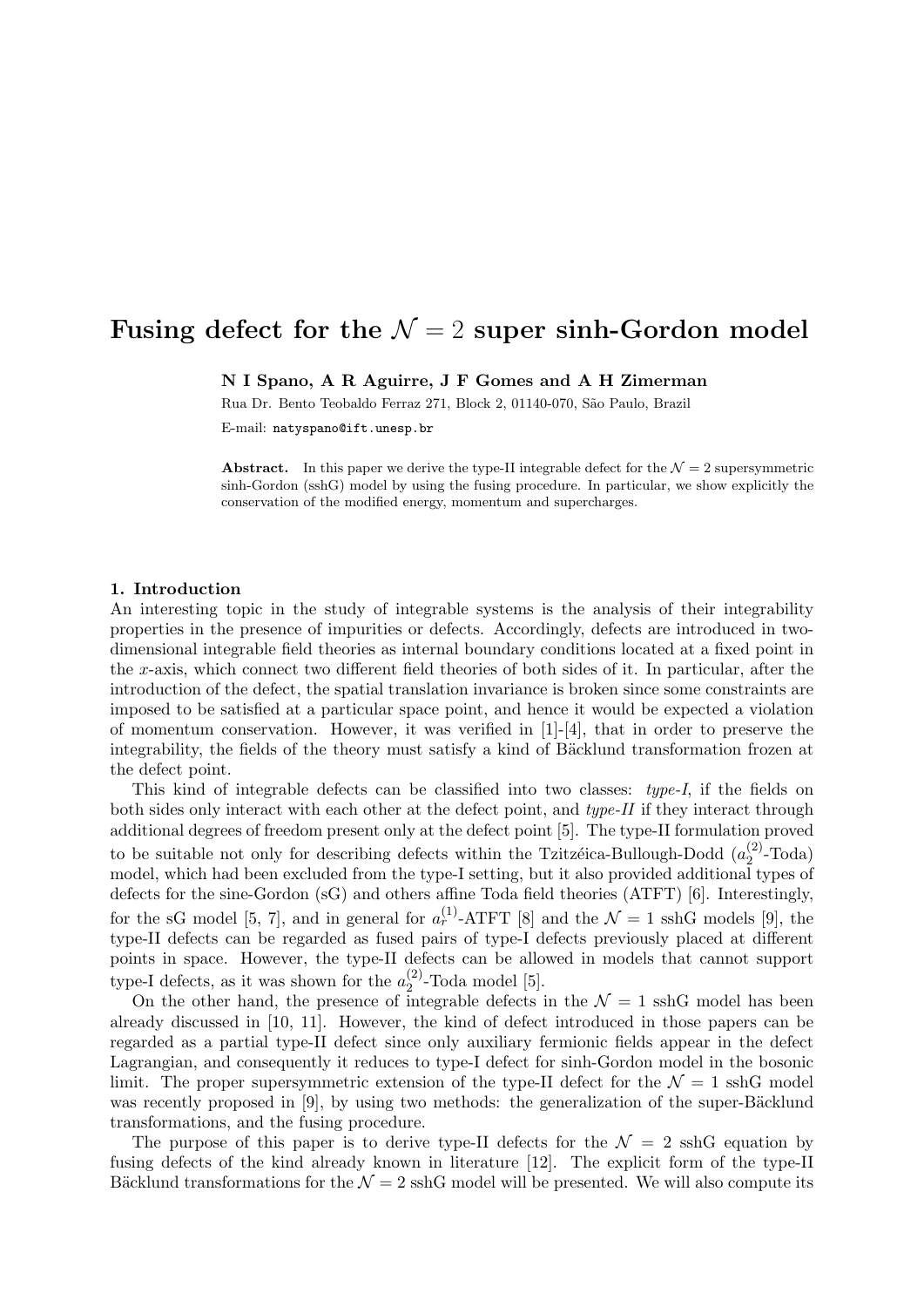# Fusing defect for the $\mathcal{N}=2$ super sinh-Gordon model

**N I Spano, A R Aguirre, J F Gomes and A H Zimerman**

Rua Dr. Bento Teobaldo Ferraz 271, Block 2, 01140-070, São Paulo, Brazil

E-mail: `natyspano@ift.unesp.br`

**Abstract.** In this paper we derive the type-II integrable defect for the $\mathcal{N}=2$ supersymmetric sinh-Gordon (sshG) model by using the fusing procedure. In particular, we show explicitly the conservation of the modified energy, momentum and supercharges.

## 1. Introduction

An interesting topic in the study of integrable systems is the analysis of their integrability properties in the presence of impurities or defects. Accordingly, defects are introduced in two-dimensional integrable field theories as internal boundary conditions located at a fixed point in the $x$-axis, which connect two different field theories of both sides of it. In particular, after the introduction of the defect, the spatial translation invariance is broken since some constraints are imposed to be satisfied at a particular space point, and hence it would be expected a violation of momentum conservation. However, it was verified in [1]-[4], that in order to preserve the integrability, the fields of the theory must satisfy a kind of Bäcklund transformation frozen at the defect point.

This kind of integrable defects can be classified into two classes: *type-I*, if the fields on both sides only interact with each other at the defect point, and *type-II* if they interact through additional degrees of freedom present only at the defect point [5]. The type-II formulation proved to be suitable not only for describing defects within the Tzitzéica-Bullough-Dodd ($a_2^{(2)}$-Toda) model, which had been excluded from the type-I setting, but it also provided additional types of defects for the sine-Gordon (sG) and others affine Toda field theories (ATFT) [6]. Interestingly, for the sG model [5, 7], and in general for $a_r^{(1)}$-ATFT [8] and the $\mathcal{N}=1$ sshG models [9], the type-II defects can be regarded as fused pairs of type-I defects previously placed at different points in space. However, the type-II defects can be allowed in models that cannot support type-I defects, as it was shown for the $a_2^{(2)}$-Toda model [5].

On the other hand, the presence of integrable defects in the $\mathcal{N}=1$ sshG model has been already discussed in [10, 11]. However, the kind of defect introduced in those papers can be regarded as a partial type-II defect since only auxiliary fermionic fields appear in the defect Lagrangian, and consequently it reduces to type-I defect for sinh-Gordon model in the bosonic limit. The proper supersymmetric extension of the type-II defect for the $\mathcal{N}=1$ sshG model was recently proposed in [9], by using two methods: the generalization of the super-Bäcklund transformations, and the fusing procedure.

The purpose of this paper is to derive type-II defects for the $\mathcal{N}=2$ sshG equation by fusing defects of the kind already known in literature [12]. The explicit form of the type-II Bäcklund transformations for the $\mathcal{N}=2$ sshG model will be presented. We will also compute its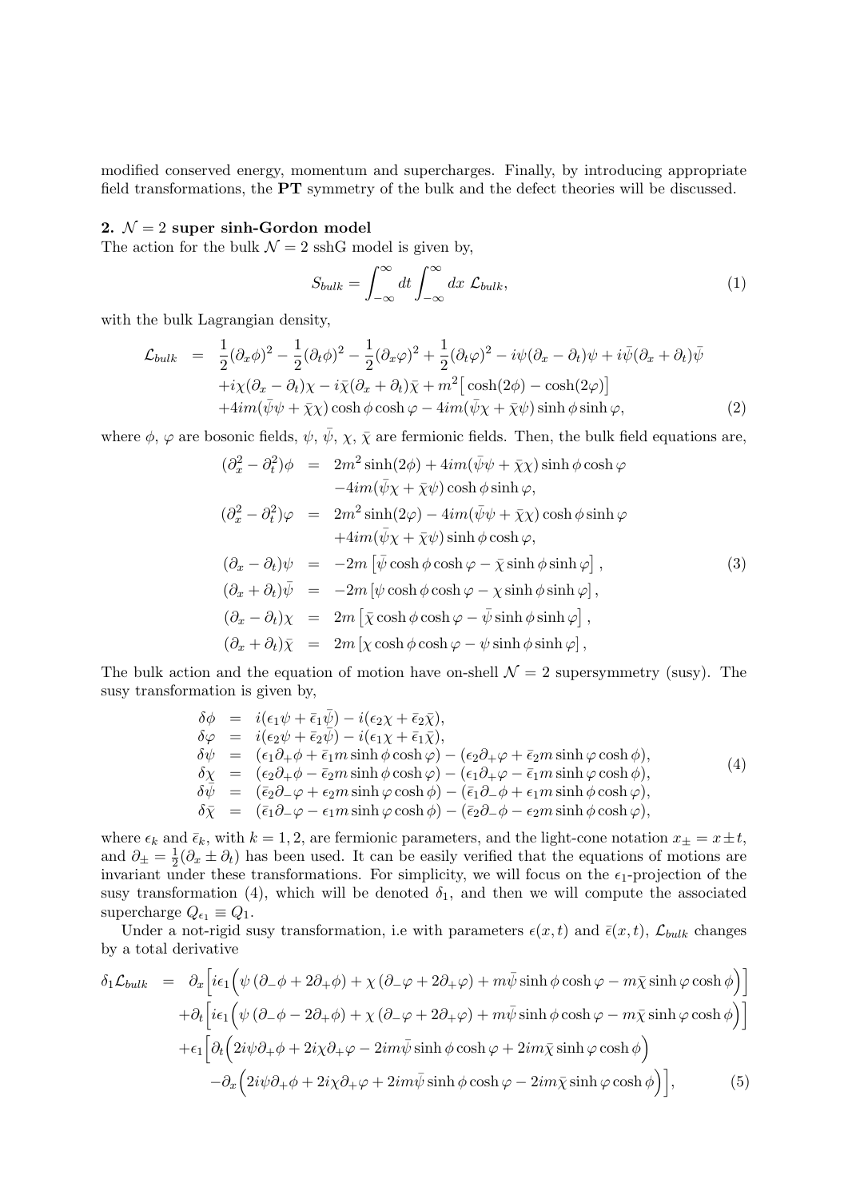modified conserved energy, momentum and supercharges. Finally, by introducing appropriate field transformations, the **PT** symmetry of the bulk and the defect theories will be discussed.

**2. $\mathcal{N}=2$ super sinh-Gordon model**

The action for the bulk $\mathcal{N}=2$ sshG model is given by,

$$
S_{bulk} = \int_{-\infty}^{\infty} dt \int_{-\infty}^{\infty} dx \ \mathcal{L}_{bulk}, \tag{1}
$$

with the bulk Lagrangian density,

$$
\begin{aligned}
\mathcal{L}_{bulk} \;=\;& \frac{1}{2}(\partial_x\phi)^2 - \frac{1}{2}(\partial_t\phi)^2 - \frac{1}{2}(\partial_x\varphi)^2 + \frac{1}{2}(\partial_t\varphi)^2 - i\psi(\partial_x - \partial_t)\psi + i\bar{\psi}(\partial_x + \partial_t)\bar{\psi} \\
&+ i\chi(\partial_x - \partial_t)\chi - i\bar{\chi}(\partial_x + \partial_t)\bar{\chi} + m^2\big[\cosh(2\phi) - \cosh(2\varphi)\big] \\
&+ 4im(\bar{\psi}\psi + \bar{\chi}\chi)\cosh\phi\cosh\varphi - 4im(\bar{\psi}\chi + \bar{\chi}\psi)\sinh\phi\sinh\varphi,
\end{aligned} \tag{2}
$$

where $\phi$, $\varphi$ are bosonic fields, $\psi$, $\bar{\psi}$, $\chi$, $\bar{\chi}$ are fermionic fields. Then, the bulk field equations are,

$$
\begin{aligned}
(\partial_x^2 - \partial_t^2)\phi &= 2m^2\sinh(2\phi) + 4im(\bar{\psi}\psi + \bar{\chi}\chi)\sinh\phi\cosh\varphi \\
&\quad - 4im(\bar{\psi}\chi + \bar{\chi}\psi)\cosh\phi\sinh\varphi, \\
(\partial_x^2 - \partial_t^2)\varphi &= 2m^2\sinh(2\varphi) - 4im(\bar{\psi}\psi + \bar{\chi}\chi)\cosh\phi\sinh\varphi \\
&\quad + 4im(\bar{\psi}\chi + \bar{\chi}\psi)\sinh\phi\cosh\varphi, \\
(\partial_x - \partial_t)\psi &= -2m\left[\bar{\psi}\cosh\phi\cosh\varphi - \bar{\chi}\sinh\phi\sinh\varphi\right], \\
(\partial_x + \partial_t)\bar{\psi} &= -2m\left[\psi\cosh\phi\cosh\varphi - \chi\sinh\phi\sinh\varphi\right], \\
(\partial_x - \partial_t)\chi &= 2m\left[\bar{\chi}\cosh\phi\cosh\varphi - \bar{\psi}\sinh\phi\sinh\varphi\right], \\
(\partial_x + \partial_t)\bar{\chi} &= 2m\left[\chi\cosh\phi\cosh\varphi - \psi\sinh\phi\sinh\varphi\right],
\end{aligned} \tag{3}
$$

The bulk action and the equation of motion have on-shell $\mathcal{N}=2$ supersymmetry (susy). The susy transformation is given by,

$$
\begin{aligned}
\delta\phi &= i(\epsilon_1\psi + \bar{\epsilon}_1\bar{\psi}) - i(\epsilon_2\chi + \bar{\epsilon}_2\bar{\chi}), \\
\delta\varphi &= i(\epsilon_2\psi + \bar{\epsilon}_2\bar{\psi}) - i(\epsilon_1\chi + \bar{\epsilon}_1\bar{\chi}), \\
\delta\psi &= (\epsilon_1\partial_+\phi + \bar{\epsilon}_1 m\sinh\phi\cosh\varphi) - (\epsilon_2\partial_+\varphi + \bar{\epsilon}_2 m\sinh\varphi\cosh\phi), \\
\delta\chi &= (\epsilon_2\partial_+\phi - \bar{\epsilon}_2 m\sinh\phi\cosh\varphi) - (\epsilon_1\partial_+\varphi - \bar{\epsilon}_1 m\sinh\varphi\cosh\phi), \\
\delta\bar{\psi} &= (\bar{\epsilon}_2\partial_-\varphi + \epsilon_2 m\sinh\varphi\cosh\phi) - (\bar{\epsilon}_1\partial_-\phi + \epsilon_1 m\sinh\phi\cosh\varphi), \\
\delta\bar{\chi} &= (\bar{\epsilon}_1\partial_-\varphi - \epsilon_1 m\sinh\varphi\cosh\phi) - (\bar{\epsilon}_2\partial_-\phi - \epsilon_2 m\sinh\phi\cosh\varphi),
\end{aligned} \tag{4}
$$

where $\epsilon_k$ and $\bar{\epsilon}_k$, with $k=1,2$, are fermionic parameters, and the light-cone notation $x_\pm = x \pm t$, and $\partial_\pm = \frac{1}{2}(\partial_x \pm \partial_t)$ has been used. It can be easily verified that the equations of motions are invariant under these transformations. For simplicity, we will focus on the $\epsilon_1$-projection of the susy transformation (4), which will be denoted $\delta_1$, and then we will compute the associated supercharge $Q_{\epsilon_1} \equiv Q_1$.

Under a not-rigid susy transformation, i.e with parameters $\epsilon(x,t)$ and $\bar{\epsilon}(x,t)$, $\mathcal{L}_{bulk}$ changes by a total derivative

$$
\begin{aligned}
\delta_1\mathcal{L}_{bulk} \;=\;& \partial_x\Big[i\epsilon_1\Big(\psi\,(\partial_-\phi + 2\partial_+\phi) + \chi\,(\partial_-\varphi + 2\partial_+\varphi) + m\bar{\psi}\sinh\phi\cosh\varphi - m\bar{\chi}\sinh\varphi\cosh\phi\Big)\Big] \\
&+ \partial_t\Big[i\epsilon_1\Big(\psi\,(\partial_-\phi - 2\partial_+\phi) + \chi\,(\partial_-\varphi + 2\partial_+\varphi) + m\bar{\psi}\sinh\phi\cosh\varphi - m\bar{\chi}\sinh\varphi\cosh\phi\Big)\Big] \\
&+ \epsilon_1\Big[\partial_t\Big(2i\psi\partial_+\phi + 2i\chi\partial_+\varphi - 2im\bar{\psi}\sinh\phi\cosh\varphi + 2im\bar{\chi}\sinh\varphi\cosh\phi\Big) \\
&\quad - \partial_x\Big(2i\psi\partial_+\phi + 2i\chi\partial_+\varphi + 2im\bar{\psi}\sinh\phi\cosh\varphi - 2im\bar{\chi}\sinh\varphi\cosh\phi\Big)\Big],
\end{aligned} \tag{5}
$$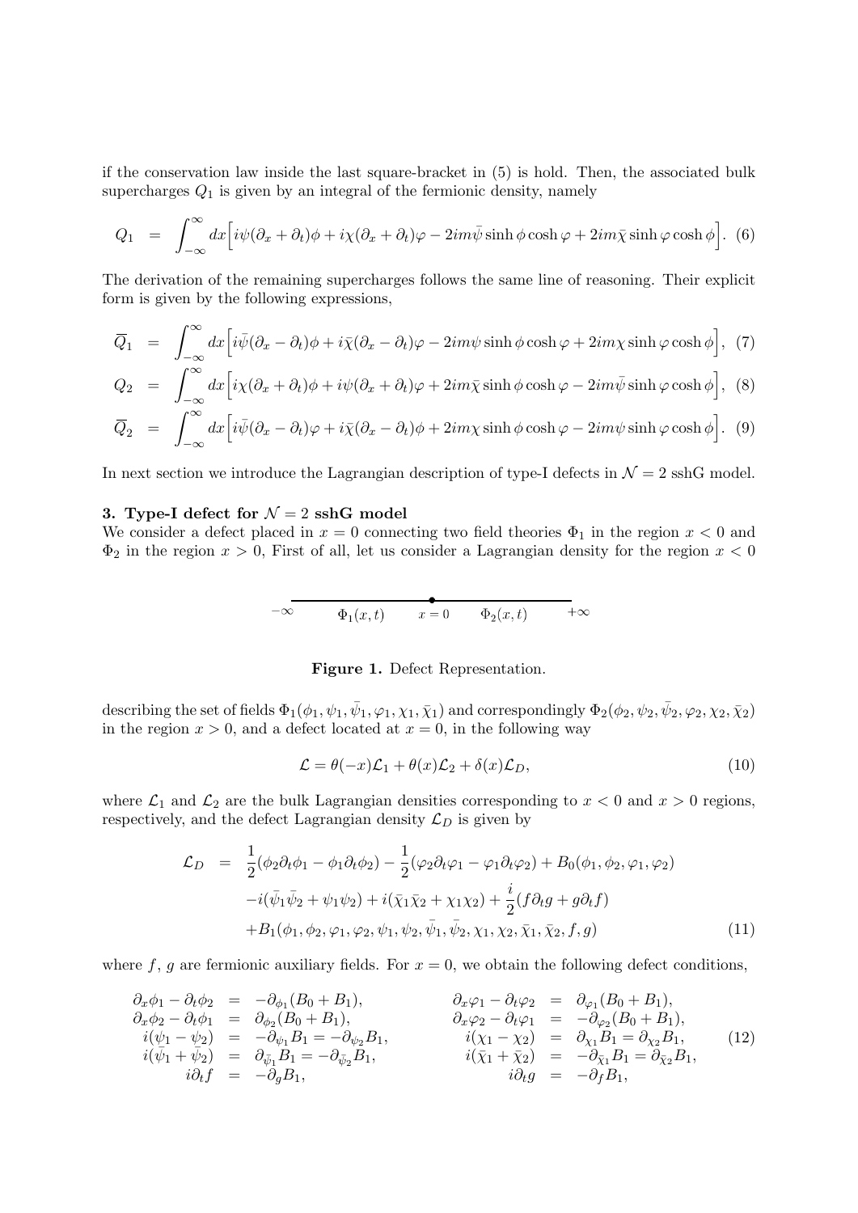if the conservation law inside the last square-bracket in (5) is hold. Then, the associated bulk supercharges $Q_1$ is given by an integral of the fermionic density, namely

$$Q_1 \;=\; \int_{-\infty}^{\infty} dx\Big[i\psi(\partial_x+\partial_t)\phi + i\chi(\partial_x+\partial_t)\varphi - 2im\bar{\psi}\sinh\phi\cosh\varphi + 2im\bar{\chi}\sinh\varphi\cosh\phi\Big]. \quad (6)$$

The derivation of the remaining supercharges follows the same line of reasoning. Their explicit form is given by the following expressions,

$$\overline{Q}_1 \;=\; \int_{-\infty}^{\infty} dx\Big[i\bar{\psi}(\partial_x-\partial_t)\phi + i\bar{\chi}(\partial_x-\partial_t)\varphi - 2im\psi\sinh\phi\cosh\varphi + 2im\chi\sinh\varphi\cosh\phi\Big], \quad (7)$$

$$Q_2 \;=\; \int_{-\infty}^{\infty} dx\Big[i\chi(\partial_x+\partial_t)\phi + i\psi(\partial_x+\partial_t)\varphi + 2im\bar{\chi}\sinh\phi\cosh\varphi - 2im\bar{\psi}\sinh\varphi\cosh\phi\Big], \quad (8)$$

$$\overline{Q}_2 \;=\; \int_{-\infty}^{\infty} dx\Big[i\bar{\psi}(\partial_x-\partial_t)\varphi + i\bar{\chi}(\partial_x-\partial_t)\phi + 2im\chi\sinh\phi\cosh\varphi - 2im\psi\sinh\varphi\cosh\phi\Big]. \quad (9)$$

In next section we introduce the Lagrangian description of type-I defects in $\mathcal{N}=2$ sshG model.

**3. Type-I defect for $\mathcal{N}=2$ sshG model**

We consider a defect placed in $x=0$ connecting two field theories $\Phi_1$ in the region $x<0$ and $\Phi_2$ in the region $x>0$, First of all, let us consider a Lagrangian density for the region $x<0$

$-\infty$ $\Phi_1(x,t)$ $x=0$ $\Phi_2(x,t)$ $+\infty$

**Figure 1.** Defect Representation.

describing the set of fields $\Phi_1(\phi_1,\psi_1,\bar{\psi}_1,\varphi_1,\chi_1,\bar{\chi}_1)$ and correspondingly $\Phi_2(\phi_2,\psi_2,\bar{\psi}_2,\varphi_2,\chi_2,\bar{\chi}_2)$ in the region $x>0$, and a defect located at $x=0$, in the following way

$$\mathcal{L} = \theta(-x)\mathcal{L}_1 + \theta(x)\mathcal{L}_2 + \delta(x)\mathcal{L}_D, \quad (10)$$

where $\mathcal{L}_1$ and $\mathcal{L}_2$ are the bulk Lagrangian densities corresponding to $x<0$ and $x>0$ regions, respectively, and the defect Lagrangian density $\mathcal{L}_D$ is given by

$$\begin{aligned}\mathcal{L}_D \;=\;& \frac{1}{2}(\phi_2\partial_t\phi_1 - \phi_1\partial_t\phi_2) - \frac{1}{2}(\varphi_2\partial_t\varphi_1 - \varphi_1\partial_t\varphi_2) + B_0(\phi_1,\phi_2,\varphi_1,\varphi_2)\\ &-i(\bar{\psi}_1\bar{\psi}_2 + \psi_1\psi_2) + i(\bar{\chi}_1\bar{\chi}_2 + \chi_1\chi_2) + \frac{i}{2}(f\partial_t g + g\partial_t f)\\ &+B_1(\phi_1,\phi_2,\varphi_1,\varphi_2,\psi_1,\psi_2,\bar{\psi}_1,\bar{\psi}_2,\chi_1,\chi_2,\bar{\chi}_1,\bar{\chi}_2,f,g)\end{aligned} \quad (11)$$

where $f$, $g$ are fermionic auxiliary fields. For $x=0$, we obtain the following defect conditions,

$$\begin{array}{rclrcl}
\partial_x\phi_1 - \partial_t\phi_2 &=& -\partial_{\phi_1}(B_0+B_1), & \partial_x\varphi_1 - \partial_t\varphi_2 &=& \partial_{\varphi_1}(B_0+B_1),\\
\partial_x\phi_2 - \partial_t\phi_1 &=& \partial_{\phi_2}(B_0+B_1), & \partial_x\varphi_2 - \partial_t\varphi_1 &=& -\partial_{\varphi_2}(B_0+B_1),\\
i(\psi_1-\psi_2) &=& -\partial_{\psi_1}B_1 = -\partial_{\psi_2}B_1, & i(\chi_1-\chi_2) &=& \partial_{\chi_1}B_1 = \partial_{\chi_2}B_1,\\
i(\bar{\psi}_1+\bar{\psi}_2) &=& \partial_{\bar{\psi}_1}B_1 = -\partial_{\bar{\psi}_2}B_1, & i(\bar{\chi}_1+\bar{\chi}_2) &=& -\partial_{\bar{\chi}_1}B_1 = \partial_{\bar{\chi}_2}B_1,\\
i\partial_t f &=& -\partial_g B_1, & i\partial_t g &=& -\partial_f B_1,
\end{array} \quad (12)$$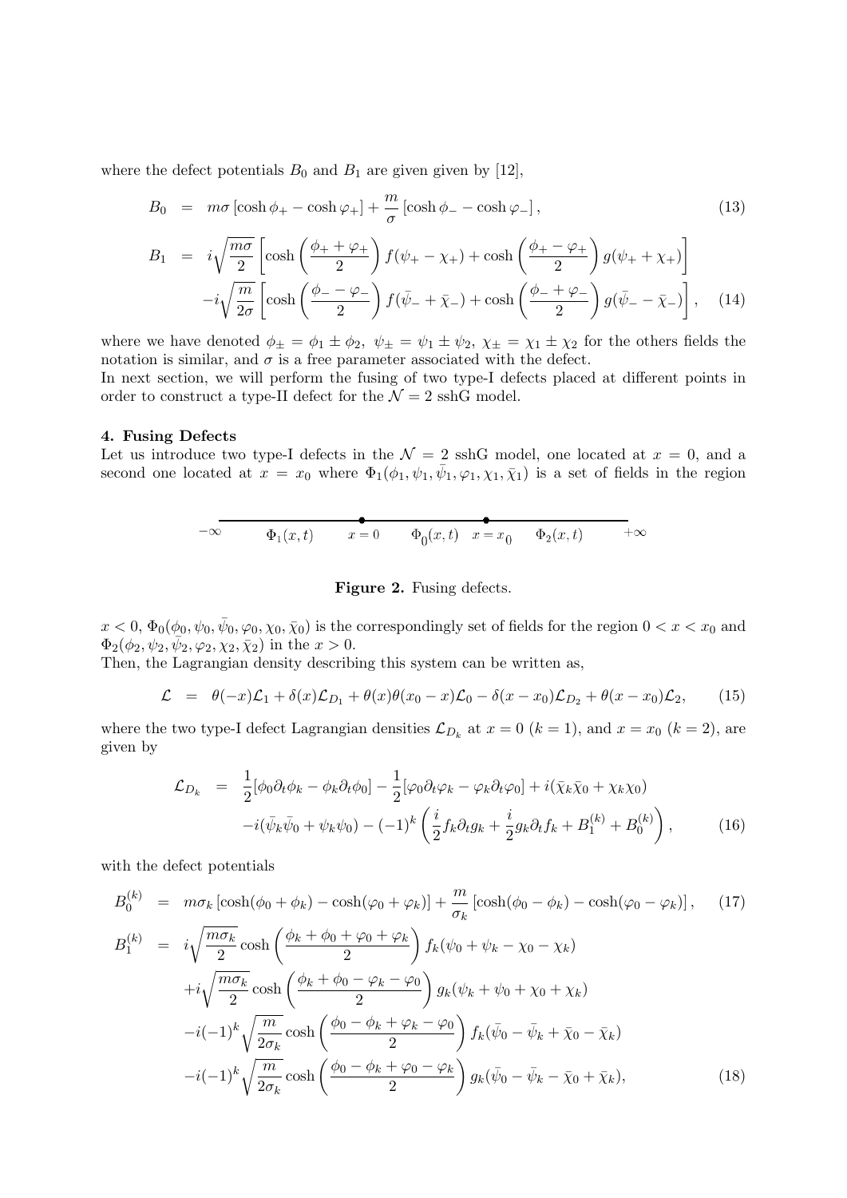where the defect potentials $B_0$ and $B_1$ are given given by [12],

$$
\begin{aligned}
B_0 &= m\sigma\left[\cosh\phi_+ - \cosh\varphi_+\right] + \frac{m}{\sigma}\left[\cosh\phi_- - \cosh\varphi_-\right], \qquad (13)\\
B_1 &= i\sqrt{\frac{m\sigma}{2}}\left[\cosh\left(\frac{\phi_+ + \varphi_+}{2}\right) f(\psi_+ - \chi_+) + \cosh\left(\frac{\phi_+ - \varphi_+}{2}\right) g(\psi_+ + \chi_+)\right]\\
&\quad - i\sqrt{\frac{m}{2\sigma}}\left[\cosh\left(\frac{\phi_- - \varphi_-}{2}\right) f(\bar{\psi}_- + \bar{\chi}_-) + \cosh\left(\frac{\phi_- + \varphi_-}{2}\right) g(\bar{\psi}_- - \bar{\chi}_-)\right], \qquad (14)
\end{aligned}
$$

where we have denoted $\phi_\pm = \phi_1 \pm \phi_2$, $\psi_\pm = \psi_1 \pm \psi_2$, $\chi_\pm = \chi_1 \pm \chi_2$ for the others fields the notation is similar, and $\sigma$ is a free parameter associated with the defect.
In next section, we will perform the fusing of two type-I defects placed at different points in order to construct a type-II defect for the $\mathcal{N} = 2$ sshG model.

## 4. Fusing Defects

Let us introduce two type-I defects in the $\mathcal{N} = 2$ sshG model, one located at $x = 0$, and a second one located at $x = x_0$ where $\Phi_1(\phi_1, \psi_1, \bar{\psi}_1, \varphi_1, \chi_1, \bar{\chi}_1)$ is a set of fields in the region

$-\infty$ —— $\Phi_1(x,t)$ —— $x = 0$ —— $\Phi_0(x,t)$ —— $x = x_0$ —— $\Phi_2(x,t)$ —— $+\infty$

**Figure 2.** Fusing defects.

$x < 0$, $\Phi_0(\phi_0, \psi_0, \bar{\psi}_0, \varphi_0, \chi_0, \bar{\chi}_0)$ is the correspondingly set of fields for the region $0 < x < x_0$ and $\Phi_2(\phi_2, \psi_2, \bar{\psi}_2, \varphi_2, \chi_2, \bar{\chi}_2)$ in the $x > 0$.
Then, the Lagrangian density describing this system can be written as,

$$
\mathcal{L} = \theta(-x)\mathcal{L}_1 + \delta(x)\mathcal{L}_{D_1} + \theta(x)\theta(x_0 - x)\mathcal{L}_0 - \delta(x - x_0)\mathcal{L}_{D_2} + \theta(x - x_0)\mathcal{L}_2, \qquad (15)
$$

where the two type-I defect Lagrangian densities $\mathcal{L}_{D_k}$ at $x = 0$ $(k = 1)$, and $x = x_0$ $(k = 2)$, are given by

$$
\begin{aligned}
\mathcal{L}_{D_k} &= \frac{1}{2}[\phi_0\partial_t\phi_k - \phi_k\partial_t\phi_0] - \frac{1}{2}[\varphi_0\partial_t\varphi_k - \varphi_k\partial_t\varphi_0] + i(\bar{\chi}_k\bar{\chi}_0 + \chi_k\chi_0)\\
&\quad - i(\bar{\psi}_k\bar{\psi}_0 + \psi_k\psi_0) - (-1)^k\left(\frac{i}{2}f_k\partial_t g_k + \frac{i}{2}g_k\partial_t f_k + B_1^{(k)} + B_0^{(k)}\right), \qquad (16)
\end{aligned}
$$

with the defect potentials

$$
\begin{aligned}
B_0^{(k)} &= m\sigma_k\left[\cosh(\phi_0 + \phi_k) - \cosh(\varphi_0 + \varphi_k)\right] + \frac{m}{\sigma_k}\left[\cosh(\phi_0 - \phi_k) - \cosh(\varphi_0 - \varphi_k)\right], \qquad (17)\\
B_1^{(k)} &= i\sqrt{\frac{m\sigma_k}{2}}\cosh\left(\frac{\phi_k + \phi_0 + \varphi_0 + \varphi_k}{2}\right) f_k(\psi_0 + \psi_k - \chi_0 - \chi_k)\\
&\quad + i\sqrt{\frac{m\sigma_k}{2}}\cosh\left(\frac{\phi_k + \phi_0 - \varphi_k - \varphi_0}{2}\right) g_k(\psi_k + \psi_0 + \chi_0 + \chi_k)\\
&\quad - i(-1)^k\sqrt{\frac{m}{2\sigma_k}}\cosh\left(\frac{\phi_0 - \phi_k + \varphi_k - \varphi_0}{2}\right) f_k(\bar{\psi}_0 - \bar{\psi}_k + \bar{\chi}_0 - \bar{\chi}_k)\\
&\quad - i(-1)^k\sqrt{\frac{m}{2\sigma_k}}\cosh\left(\frac{\phi_0 - \phi_k + \varphi_0 - \varphi_k}{2}\right) g_k(\bar{\psi}_0 - \bar{\psi}_k - \bar{\chi}_0 + \bar{\chi}_k), \qquad (18)
\end{aligned}
$$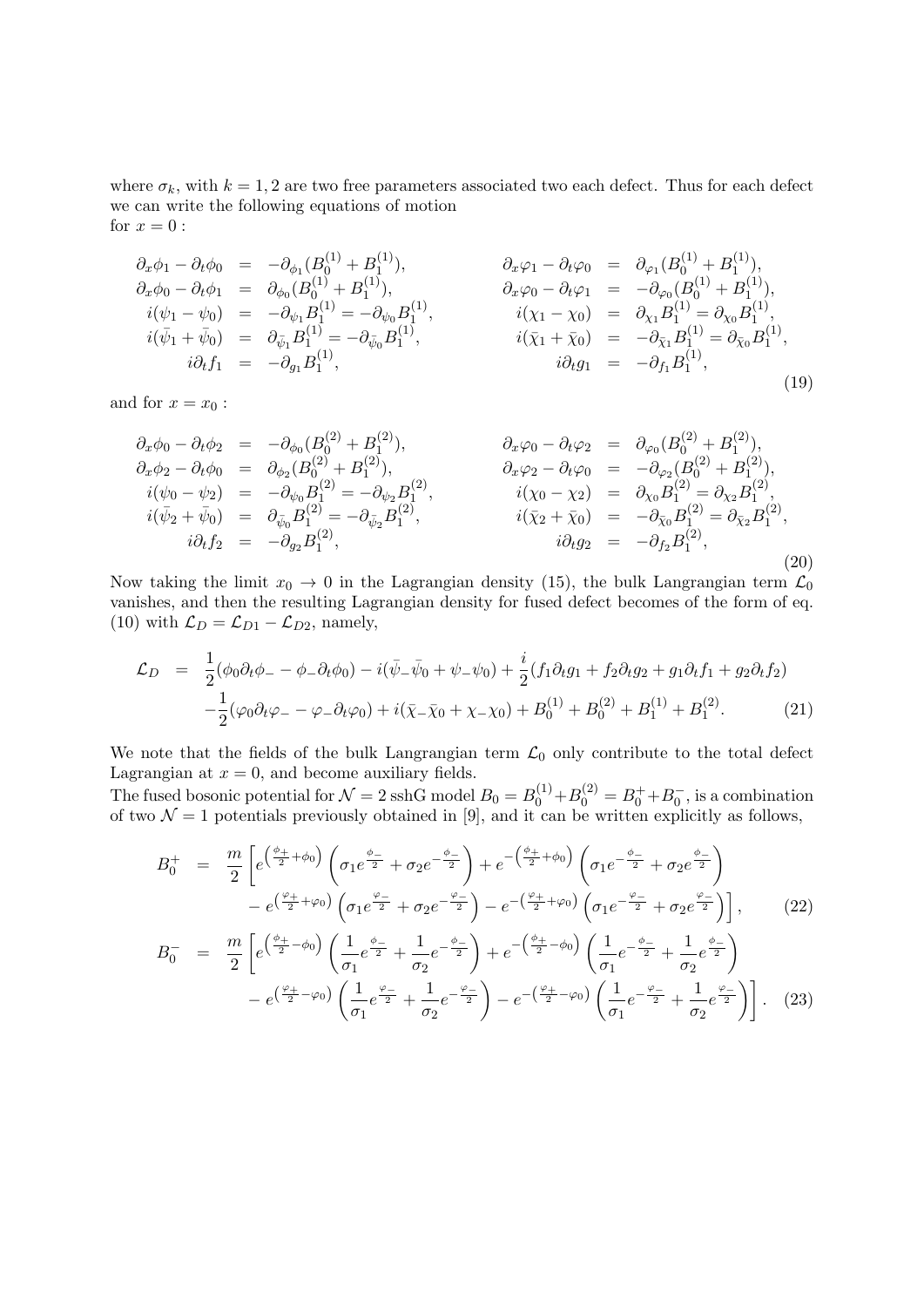where $\sigma_k$, with $k = 1, 2$ are two free parameters associated two each defect. Thus for each defect we can write the following equations of motion

for $x = 0$ :

$$
\begin{aligned}
\partial_x \phi_1 - \partial_t \phi_0 &= -\partial_{\phi_1}(B_0^{(1)} + B_1^{(1)}), & \partial_x \varphi_1 - \partial_t \varphi_0 &= \partial_{\varphi_1}(B_0^{(1)} + B_1^{(1)}), \\
\partial_x \phi_0 - \partial_t \phi_1 &= \partial_{\phi_0}(B_0^{(1)} + B_1^{(1)}), & \partial_x \varphi_0 - \partial_t \varphi_1 &= -\partial_{\varphi_0}(B_0^{(1)} + B_1^{(1)}), \\
i(\psi_1 - \psi_0) &= -\partial_{\psi_1} B_1^{(1)} = -\partial_{\psi_0} B_1^{(1)}, & i(\chi_1 - \chi_0) &= \partial_{\chi_1} B_1^{(1)} = \partial_{\chi_0} B_1^{(1)}, \\
i(\bar{\psi}_1 + \bar{\psi}_0) &= \partial_{\bar{\psi}_1} B_1^{(1)} = -\partial_{\bar{\psi}_0} B_1^{(1)}, & i(\bar{\chi}_1 + \bar{\chi}_0) &= -\partial_{\bar{\chi}_1} B_1^{(1)} = \partial_{\bar{\chi}_0} B_1^{(1)}, \\
i\partial_t f_1 &= -\partial_{g_1} B_1^{(1)}, & i\partial_t g_1 &= -\partial_{f_1} B_1^{(1)},
\end{aligned}
\tag{19}
$$

and for $x = x_0$ :

$$
\begin{aligned}
\partial_x \phi_0 - \partial_t \phi_2 &= -\partial_{\phi_0}(B_0^{(2)} + B_1^{(2)}), & \partial_x \varphi_0 - \partial_t \varphi_2 &= \partial_{\varphi_0}(B_0^{(2)} + B_1^{(2)}), \\
\partial_x \phi_2 - \partial_t \phi_0 &= \partial_{\phi_2}(B_0^{(2)} + B_1^{(2)}), & \partial_x \varphi_2 - \partial_t \varphi_0 &= -\partial_{\varphi_2}(B_0^{(2)} + B_1^{(2)}), \\
i(\psi_0 - \psi_2) &= -\partial_{\psi_0} B_1^{(2)} = -\partial_{\psi_2} B_1^{(2)}, & i(\chi_0 - \chi_2) &= \partial_{\chi_0} B_1^{(2)} = \partial_{\chi_2} B_1^{(2)}, \\
i(\bar{\psi}_2 + \bar{\psi}_0) &= \partial_{\bar{\psi}_0} B_1^{(2)} = -\partial_{\bar{\psi}_2} B_1^{(2)}, & i(\bar{\chi}_2 + \bar{\chi}_0) &= -\partial_{\bar{\chi}_0} B_1^{(2)} = \partial_{\bar{\chi}_2} B_1^{(2)}, \\
i\partial_t f_2 &= -\partial_{g_2} B_1^{(2)}, & i\partial_t g_2 &= -\partial_{f_2} B_1^{(2)},
\end{aligned}
\tag{20}
$$

Now taking the limit $x_0 \to 0$ in the Lagrangian density (15), the bulk Langrangian term $\mathcal{L}_0$ vanishes, and then the resulting Lagrangian density for fused defect becomes of the form of eq. (10) with $\mathcal{L}_D = \mathcal{L}_{D1} - \mathcal{L}_{D2}$, namely,

$$
\begin{aligned}
\mathcal{L}_D &= \frac{1}{2}(\phi_0 \partial_t \phi_- - \phi_- \partial_t \phi_0) - i(\bar{\psi}_- \bar{\psi}_0 + \psi_- \psi_0) + \frac{i}{2}(f_1 \partial_t g_1 + f_2 \partial_t g_2 + g_1 \partial_t f_1 + g_2 \partial_t f_2) \\
&\quad - \frac{1}{2}(\varphi_0 \partial_t \varphi_- - \varphi_- \partial_t \varphi_0) + i(\bar{\chi}_- \bar{\chi}_0 + \chi_- \chi_0) + B_0^{(1)} + B_0^{(2)} + B_1^{(1)} + B_1^{(2)}.
\end{aligned}
\tag{21}
$$

We note that the fields of the bulk Langrangian term $\mathcal{L}_0$ only contribute to the total defect Lagrangian at $x = 0$, and become auxiliary fields.

The fused bosonic potential for $\mathcal{N} = 2$ sshG model $B_0 = B_0^{(1)} + B_0^{(2)} = B_0^+ + B_0^-$, is a combination of two $\mathcal{N} = 1$ potentials previously obtained in [9], and it can be written explicitly as follows,

$$
\begin{aligned}
B_0^+ &= \frac{m}{2}\Big[ e^{\left(\frac{\phi_+}{2} + \phi_0\right)} \left( \sigma_1 e^{\frac{\phi_-}{2}} + \sigma_2 e^{-\frac{\phi_-}{2}} \right) + e^{-\left(\frac{\phi_+}{2} + \phi_0\right)} \left( \sigma_1 e^{-\frac{\phi_-}{2}} + \sigma_2 e^{\frac{\phi_-}{2}} \right) \\
&\quad - e^{\left(\frac{\varphi_+}{2} + \varphi_0\right)} \left( \sigma_1 e^{\frac{\varphi_-}{2}} + \sigma_2 e^{-\frac{\varphi_-}{2}} \right) - e^{-\left(\frac{\varphi_+}{2} + \varphi_0\right)} \left( \sigma_1 e^{-\frac{\varphi_-}{2}} + \sigma_2 e^{\frac{\varphi_-}{2}} \right) \Big],
\end{aligned}
\tag{22}
$$

$$
\begin{aligned}
B_0^- &= \frac{m}{2}\Big[ e^{\left(\frac{\phi_+}{2} - \phi_0\right)} \left( \frac{1}{\sigma_1} e^{\frac{\phi_-}{2}} + \frac{1}{\sigma_2} e^{-\frac{\phi_-}{2}} \right) + e^{-\left(\frac{\phi_+}{2} - \phi_0\right)} \left( \frac{1}{\sigma_1} e^{-\frac{\phi_-}{2}} + \frac{1}{\sigma_2} e^{\frac{\phi_-}{2}} \right) \\
&\quad - e^{\left(\frac{\varphi_+}{2} - \varphi_0\right)} \left( \frac{1}{\sigma_1} e^{\frac{\varphi_-}{2}} + \frac{1}{\sigma_2} e^{-\frac{\varphi_-}{2}} \right) - e^{-\left(\frac{\varphi_+}{2} - \varphi_0\right)} \left( \frac{1}{\sigma_1} e^{-\frac{\varphi_-}{2}} + \frac{1}{\sigma_2} e^{\frac{\varphi_-}{2}} \right) \Big].
\end{aligned}
\tag{23}
$$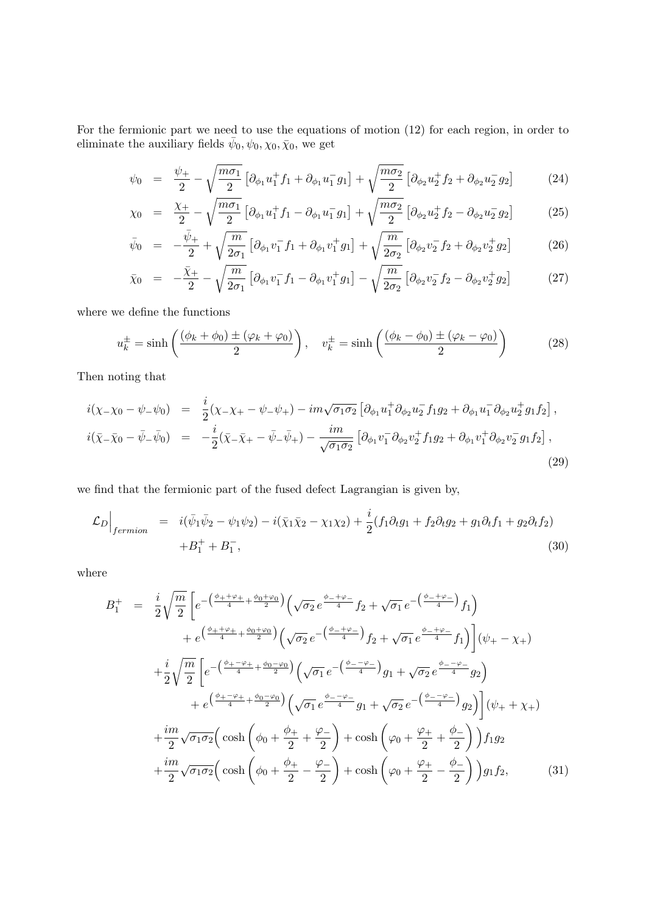For the fermionic part we need to use the equations of motion (12) for each region, in order to eliminate the auxiliary fields $\bar{\psi}_0, \psi_0, \chi_0, \bar{\chi}_0$, we get

$$
\begin{aligned}
\psi_0 &= \frac{\psi_+}{2} - \sqrt{\frac{m\sigma_1}{2}}\left[\partial_{\phi_1} u_1^+ f_1 + \partial_{\phi_1} u_1^- g_1\right] + \sqrt{\frac{m\sigma_2}{2}}\left[\partial_{\phi_2} u_2^+ f_2 + \partial_{\phi_2} u_2^- g_2\right] &(24)\\
\chi_0 &= \frac{\chi_+}{2} - \sqrt{\frac{m\sigma_1}{2}}\left[\partial_{\phi_1} u_1^+ f_1 - \partial_{\phi_1} u_1^- g_1\right] + \sqrt{\frac{m\sigma_2}{2}}\left[\partial_{\phi_2} u_2^+ f_2 - \partial_{\phi_2} u_2^- g_2\right] &(25)\\
\bar{\psi}_0 &= -\frac{\bar{\psi}_+}{2} + \sqrt{\frac{m}{2\sigma_1}}\left[\partial_{\phi_1} v_1^- f_1 + \partial_{\phi_1} v_1^+ g_1\right] + \sqrt{\frac{m}{2\sigma_2}}\left[\partial_{\phi_2} v_2^- f_2 + \partial_{\phi_2} v_2^+ g_2\right] &(26)\\
\bar{\chi}_0 &= -\frac{\bar{\chi}_+}{2} - \sqrt{\frac{m}{2\sigma_1}}\left[\partial_{\phi_1} v_1^- f_1 - \partial_{\phi_1} v_1^+ g_1\right] - \sqrt{\frac{m}{2\sigma_2}}\left[\partial_{\phi_2} v_2^- f_2 - \partial_{\phi_2} v_2^+ g_2\right] &(27)
\end{aligned}
$$

where we define the functions

$$
u_k^{\pm} = \sinh\left(\frac{(\phi_k + \phi_0) \pm (\varphi_k + \varphi_0)}{2}\right), \quad v_k^{\pm} = \sinh\left(\frac{(\phi_k - \phi_0) \pm (\varphi_k - \varphi_0)}{2}\right) \tag{28}
$$

Then noting that

$$
\begin{aligned}
i(\chi_-\chi_0 - \psi_-\psi_0) &= \frac{i}{2}(\chi_-\chi_+ - \psi_-\psi_+) - im\sqrt{\sigma_1\sigma_2}\left[\partial_{\phi_1} u_1^+ \partial_{\phi_2} u_2^- f_1 g_2 + \partial_{\phi_1} u_1^- \partial_{\phi_2} u_2^+ g_1 f_2\right],\\
i(\bar{\chi}_-\bar{\chi}_0 - \bar{\psi}_-\bar{\psi}_0) &= -\frac{i}{2}(\bar{\chi}_-\bar{\chi}_+ - \bar{\psi}_-\bar{\psi}_+) - \frac{im}{\sqrt{\sigma_1\sigma_2}}\left[\partial_{\phi_1} v_1^- \partial_{\phi_2} v_2^+ f_1 g_2 + \partial_{\phi_1} v_1^+ \partial_{\phi_2} v_2^- g_1 f_2\right],
\end{aligned}
\tag{29}
$$

we find that the fermionic part of the fused defect Lagrangian is given by,

$$
\begin{aligned}
\mathcal{L}_D\Big|_{fermion} &= i(\bar{\psi}_1\bar{\psi}_2 - \psi_1\psi_2) - i(\bar{\chi}_1\bar{\chi}_2 - \chi_1\chi_2) + \frac{i}{2}(f_1\partial_t g_1 + f_2\partial_t g_2 + g_1\partial_t f_1 + g_2\partial_t f_2)\\
&\quad + B_1^+ + B_1^-,
\end{aligned}
\tag{30}
$$

where

$$
\begin{aligned}
B_1^+ &= \frac{i}{2}\sqrt{\frac{m}{2}}\bigg[e^{-\left(\frac{\phi_+ + \varphi_+}{4} + \frac{\phi_0 + \varphi_0}{2}\right)}\left(\sqrt{\sigma_2}\, e^{\frac{\phi_- + \varphi_-}{4}} f_2 + \sqrt{\sigma_1}\, e^{-\left(\frac{\phi_- + \varphi_-}{4}\right)} f_1\right)\\
&\qquad + e^{\left(\frac{\phi_+ + \varphi_+}{4} + \frac{\phi_0 + \varphi_0}{2}\right)}\left(\sqrt{\sigma_2}\, e^{-\left(\frac{\phi_- + \varphi_-}{4}\right)} f_2 + \sqrt{\sigma_1}\, e^{\frac{\phi_- + \varphi_-}{4}} f_1\right)\bigg](\psi_+ - \chi_+)\\
&\quad + \frac{i}{2}\sqrt{\frac{m}{2}}\bigg[e^{-\left(\frac{\phi_+ - \varphi_+}{4} + \frac{\phi_0 - \varphi_0}{2}\right)}\left(\sqrt{\sigma_1}\, e^{-\left(\frac{\phi_- - \varphi_-}{4}\right)} g_1 + \sqrt{\sigma_2}\, e^{\frac{\phi_- - \varphi_-}{4}} g_2\right)\\
&\qquad + e^{\left(\frac{\phi_+ - \varphi_+}{4} + \frac{\phi_0 - \varphi_0}{2}\right)}\left(\sqrt{\sigma_1}\, e^{\frac{\phi_- - \varphi_-}{4}} g_1 + \sqrt{\sigma_2}\, e^{-\left(\frac{\phi_- - \varphi_-}{4}\right)} g_2\right)\bigg](\psi_+ + \chi_+)\\
&\quad + \frac{im}{2}\sqrt{\sigma_1\sigma_2}\Big(\cosh\left(\phi_0 + \frac{\phi_+}{2} + \frac{\varphi_-}{2}\right) + \cosh\left(\varphi_0 + \frac{\varphi_+}{2} + \frac{\phi_-}{2}\right)\Big) f_1 g_2\\
&\quad + \frac{im}{2}\sqrt{\sigma_1\sigma_2}\Big(\cosh\left(\phi_0 + \frac{\phi_+}{2} - \frac{\varphi_-}{2}\right) + \cosh\left(\varphi_0 + \frac{\varphi_+}{2} - \frac{\phi_-}{2}\right)\Big) g_1 f_2,
\end{aligned}
\tag{31}
$$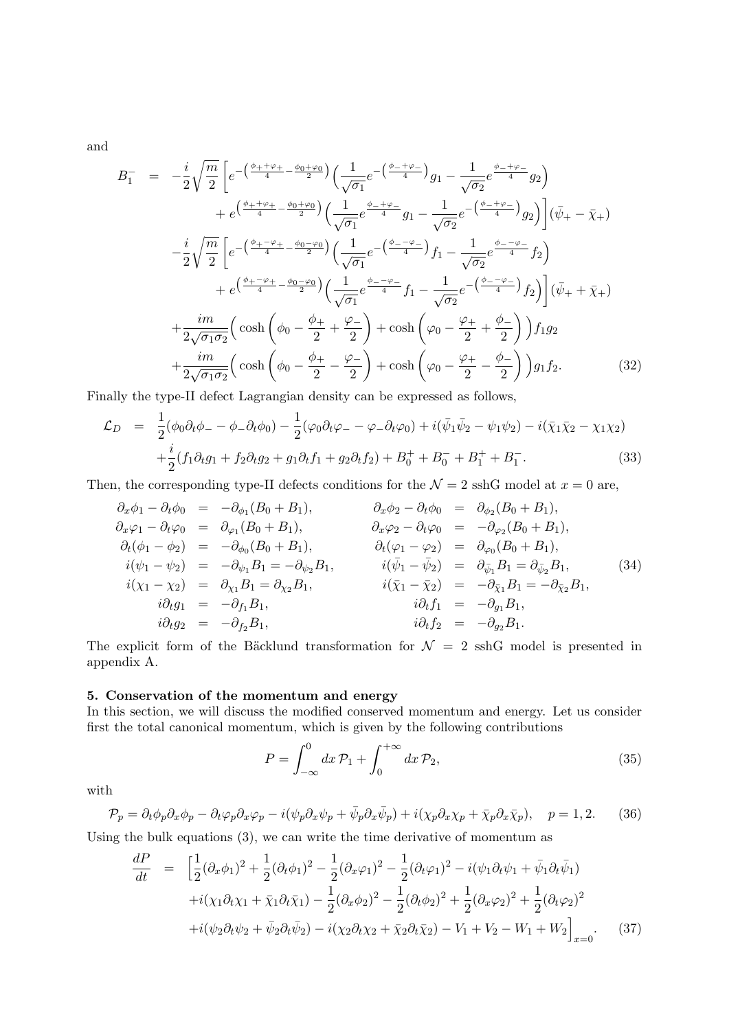and

$$
\begin{aligned}
B_1^- &= -\frac{i}{2}\sqrt{\frac{m}{2}}\Big[e^{-\left(\frac{\phi_++\varphi_+}{4}-\frac{\phi_0+\varphi_0}{2}\right)}\Big(\frac{1}{\sqrt{\sigma_1}}e^{-\left(\frac{\phi_-+\varphi_-}{4}\right)}g_1-\frac{1}{\sqrt{\sigma_2}}e^{\frac{\phi_-+\varphi_-}{4}}g_2\Big)\\
&\qquad+e^{\left(\frac{\phi_++\varphi_+}{4}-\frac{\phi_0+\varphi_0}{2}\right)}\Big(\frac{1}{\sqrt{\sigma_1}}e^{\frac{\phi_-+\varphi_-}{4}}g_1-\frac{1}{\sqrt{\sigma_2}}e^{-\left(\frac{\phi_-+\varphi_-}{4}\right)}g_2\Big)\Big](\bar{\psi}_+-\bar{\chi}_+)\\
&\quad-\frac{i}{2}\sqrt{\frac{m}{2}}\Big[e^{-\left(\frac{\phi_+-\varphi_+}{4}-\frac{\phi_0-\varphi_0}{2}\right)}\Big(\frac{1}{\sqrt{\sigma_1}}e^{-\left(\frac{\phi_--\varphi_-}{4}\right)}f_1-\frac{1}{\sqrt{\sigma_2}}e^{\frac{\phi_--\varphi_-}{4}}f_2\Big)\\
&\qquad+e^{\left(\frac{\phi_+-\varphi_+}{4}-\frac{\phi_0-\varphi_0}{2}\right)}\Big(\frac{1}{\sqrt{\sigma_1}}e^{\frac{\phi_--\varphi_-}{4}}f_1-\frac{1}{\sqrt{\sigma_2}}e^{-\left(\frac{\phi_--\varphi_-}{4}\right)}f_2\Big)\Big](\bar{\psi}_++\bar{\chi}_+)\\
&\quad+\frac{im}{2\sqrt{\sigma_1\sigma_2}}\Big(\cosh\Big(\phi_0-\frac{\phi_+}{2}+\frac{\varphi_-}{2}\Big)+\cosh\Big(\varphi_0-\frac{\varphi_+}{2}+\frac{\phi_-}{2}\Big)\Big)f_1g_2\\
&\quad+\frac{im}{2\sqrt{\sigma_1\sigma_2}}\Big(\cosh\Big(\phi_0-\frac{\phi_+}{2}-\frac{\varphi_-}{2}\Big)+\cosh\Big(\varphi_0-\frac{\varphi_+}{2}-\frac{\phi_-}{2}\Big)\Big)g_1f_2. \qquad (32)
\end{aligned}
$$

Finally the type-II defect Lagrangian density can be expressed as follows,

$$
\begin{aligned}
\mathcal{L}_D &= \frac{1}{2}(\phi_0\partial_t\phi_--\phi_-\partial_t\phi_0)-\frac{1}{2}(\varphi_0\partial_t\varphi_--\varphi_-\partial_t\varphi_0)+i(\bar{\psi}_1\bar{\psi}_2-\psi_1\psi_2)-i(\bar{\chi}_1\bar{\chi}_2-\chi_1\chi_2)\\
&\quad+\frac{i}{2}(f_1\partial_tg_1+f_2\partial_tg_2+g_1\partial_tf_1+g_2\partial_tf_2)+B_0^++B_0^-+B_1^++B_1^-. \qquad (33)
\end{aligned}
$$

Then, the corresponding type-II defects conditions for the $\mathcal{N}=2$ sshG model at $x=0$ are,

$$
\begin{aligned}
\partial_x\phi_1-\partial_t\phi_0 &= -\partial_{\phi_1}(B_0+B_1), & \partial_x\phi_2-\partial_t\phi_0 &= \partial_{\phi_2}(B_0+B_1),\\
\partial_x\varphi_1-\partial_t\varphi_0 &= \partial_{\varphi_1}(B_0+B_1), & \partial_x\varphi_2-\partial_t\varphi_0 &= -\partial_{\varphi_2}(B_0+B_1),\\
\partial_t(\phi_1-\phi_2) &= -\partial_{\phi_0}(B_0+B_1), & \partial_t(\varphi_1-\varphi_2) &= \partial_{\varphi_0}(B_0+B_1),\\
i(\psi_1-\psi_2) &= -\partial_{\psi_1}B_1=-\partial_{\psi_2}B_1, & i(\bar{\psi}_1-\bar{\psi}_2) &= \partial_{\bar{\psi}_1}B_1=\partial_{\bar{\psi}_2}B_1,\\
i(\chi_1-\chi_2) &= \partial_{\chi_1}B_1=\partial_{\chi_2}B_1, & i(\bar{\chi}_1-\bar{\chi}_2) &= -\partial_{\bar{\chi}_1}B_1=-\partial_{\bar{\chi}_2}B_1,\\
i\partial_tg_1 &= -\partial_{f_1}B_1, & i\partial_tf_1 &= -\partial_{g_1}B_1,\\
i\partial_tg_2 &= -\partial_{f_2}B_1, & i\partial_tf_2 &= -\partial_{g_2}B_1.
\end{aligned} \qquad (34)
$$

The explicit form of the Bäcklund transformation for $\mathcal{N}=2$ sshG model is presented in appendix A.

**5. Conservation of the momentum and energy**

In this section, we will discuss the modified conserved momentum and energy. Let us consider first the total canonical momentum, which is given by the following contributions

$$
P=\int_{-\infty}^{0}dx\,\mathcal{P}_1+\int_{0}^{+\infty}dx\,\mathcal{P}_2, \qquad (35)
$$

with

$$
\mathcal{P}_p=\partial_t\phi_p\partial_x\phi_p-\partial_t\varphi_p\partial_x\varphi_p-i(\psi_p\partial_x\psi_p+\bar{\psi}_p\partial_x\bar{\psi}_p)+i(\chi_p\partial_x\chi_p+\bar{\chi}_p\partial_x\bar{\chi}_p),\quad p=1,2. \qquad (36)
$$

Using the bulk equations (3), we can write the time derivative of momentum as

$$
\begin{aligned}
\frac{dP}{dt} &= \Big[\frac{1}{2}(\partial_x\phi_1)^2+\frac{1}{2}(\partial_t\phi_1)^2-\frac{1}{2}(\partial_x\varphi_1)^2-\frac{1}{2}(\partial_t\varphi_1)^2-i(\psi_1\partial_t\psi_1+\bar{\psi}_1\partial_t\bar{\psi}_1)\\
&\quad+i(\chi_1\partial_t\chi_1+\bar{\chi}_1\partial_t\bar{\chi}_1)-\frac{1}{2}(\partial_x\phi_2)^2-\frac{1}{2}(\partial_t\phi_2)^2+\frac{1}{2}(\partial_x\varphi_2)^2+\frac{1}{2}(\partial_t\varphi_2)^2\\
&\quad+i(\psi_2\partial_t\psi_2+\bar{\psi}_2\partial_t\bar{\psi}_2)-i(\chi_2\partial_t\chi_2+\bar{\chi}_2\partial_t\bar{\chi}_2)-V_1+V_2-W_1+W_2\Big]_{x=0}. \qquad (37)
\end{aligned}
$$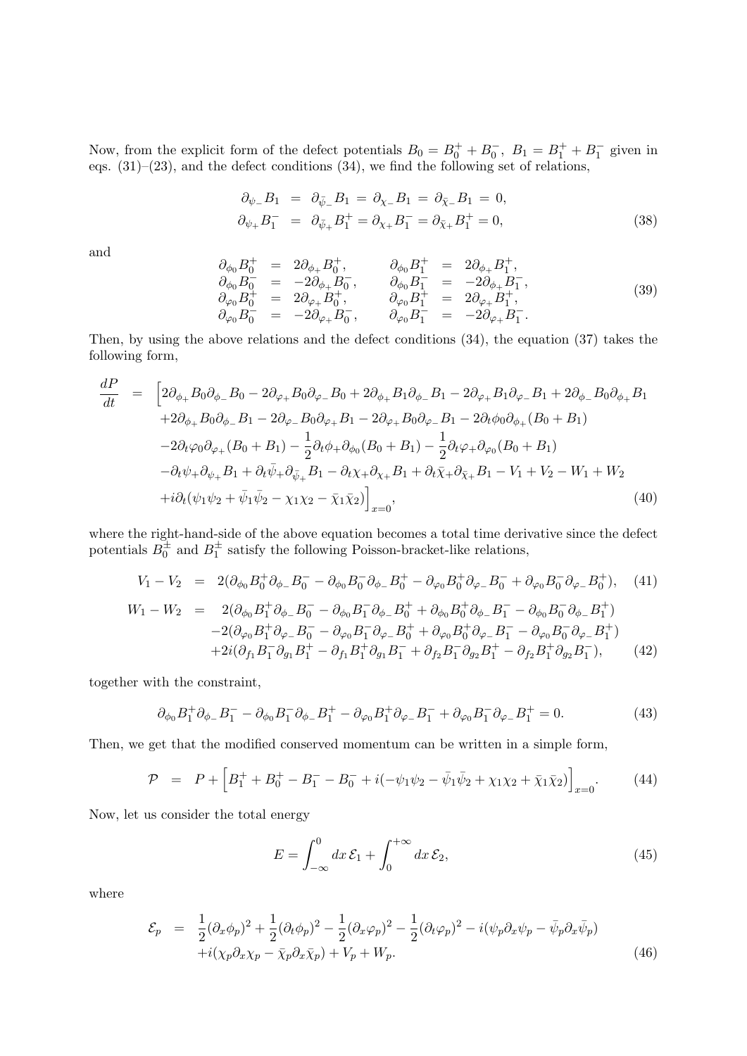Now, from the explicit form of the defect potentials $B_0 = B_0^+ + B_0^-,\ B_1 = B_1^+ + B_1^-$ given in eqs. (31)–(23), and the defect conditions (34), we find the following set of relations,

$$
\begin{aligned}
\partial_{\psi_-} B_1 &= \partial_{\bar{\psi}_-} B_1 = \partial_{\chi_-} B_1 = \partial_{\bar{\chi}_-} B_1 = 0, \\
\partial_{\psi_+} B_1^- &= \partial_{\bar{\psi}_+} B_1^+ = \partial_{\chi_+} B_1^- = \partial_{\bar{\chi}_+} B_1^+ = 0,
\end{aligned}
\tag{38}
$$

and

$$
\begin{aligned}
\partial_{\phi_0} B_0^+ &= 2\partial_{\phi_+} B_0^+, & \partial_{\phi_0} B_1^+ &= 2\partial_{\phi_+} B_1^+, \\
\partial_{\phi_0} B_0^- &= -2\partial_{\phi_+} B_0^-, & \partial_{\phi_0} B_1^- &= -2\partial_{\phi_+} B_1^-, \\
\partial_{\varphi_0} B_0^+ &= 2\partial_{\varphi_+} B_0^+, & \partial_{\varphi_0} B_1^+ &= 2\partial_{\varphi_+} B_1^+, \\
\partial_{\varphi_0} B_0^- &= -2\partial_{\varphi_+} B_0^-, & \partial_{\varphi_0} B_1^- &= -2\partial_{\varphi_+} B_1^-.
\end{aligned}
\tag{39}
$$

Then, by using the above relations and the defect conditions (34), the equation (37) takes the following form,

$$
\begin{aligned}
\frac{dP}{dt} = \Big[ & 2\partial_{\phi_+} B_0 \partial_{\phi_-} B_0 - 2\partial_{\varphi_+} B_0 \partial_{\varphi_-} B_0 + 2\partial_{\phi_+} B_1 \partial_{\phi_-} B_1 - 2\partial_{\varphi_+} B_1 \partial_{\varphi_-} B_1 + 2\partial_{\phi_-} B_0 \partial_{\phi_+} B_1 \\
& + 2\partial_{\phi_+} B_0 \partial_{\phi_-} B_1 - 2\partial_{\varphi_-} B_0 \partial_{\varphi_+} B_1 - 2\partial_{\varphi_+} B_0 \partial_{\varphi_-} B_1 - 2\partial_t \phi_0 \partial_{\phi_+}(B_0 + B_1) \\
& - 2\partial_t \varphi_0 \partial_{\varphi_+}(B_0 + B_1) - \frac{1}{2}\partial_t \phi_+ \partial_{\phi_0}(B_0 + B_1) - \frac{1}{2}\partial_t \varphi_+ \partial_{\varphi_0}(B_0 + B_1) \\
& - \partial_t \psi_+ \partial_{\psi_+} B_1 + \partial_t \bar{\psi}_+ \partial_{\bar{\psi}_+} B_1 - \partial_t \chi_+ \partial_{\chi_+} B_1 + \partial_t \bar{\chi}_+ \partial_{\bar{\chi}_+} B_1 - V_1 + V_2 - W_1 + W_2 \\
& + i\partial_t(\psi_1\psi_2 + \bar{\psi}_1\bar{\psi}_2 - \chi_1\chi_2 - \bar{\chi}_1\bar{\chi}_2) \Big]_{x=0},
\end{aligned}
\tag{40}
$$

where the right-hand-side of the above equation becomes a total time derivative since the defect potentials $B_0^\pm$ and $B_1^\pm$ satisfy the following Poisson-bracket-like relations,

$$
V_1 - V_2 = 2(\partial_{\phi_0} B_0^+ \partial_{\phi_-} B_0^- - \partial_{\phi_0} B_0^- \partial_{\phi_-} B_0^+ - \partial_{\varphi_0} B_0^+ \partial_{\varphi_-} B_0^- + \partial_{\varphi_0} B_0^- \partial_{\varphi_-} B_0^+), \tag{41}
$$

$$
\begin{aligned}
W_1 - W_2 = \; & 2(\partial_{\phi_0} B_1^+ \partial_{\phi_-} B_0^- - \partial_{\phi_0} B_1^- \partial_{\phi_-} B_0^+ + \partial_{\phi_0} B_0^+ \partial_{\phi_-} B_1^- - \partial_{\phi_0} B_0^- \partial_{\phi_-} B_1^+) \\
& - 2(\partial_{\varphi_0} B_1^+ \partial_{\varphi_-} B_0^- - \partial_{\varphi_0} B_1^- \partial_{\varphi_-} B_0^+ + \partial_{\varphi_0} B_0^+ \partial_{\varphi_-} B_1^- - \partial_{\varphi_0} B_0^- \partial_{\varphi_-} B_1^+) \\
& + 2i(\partial_{f_1} B_1^- \partial_{g_1} B_1^+ - \partial_{f_1} B_1^+ \partial_{g_1} B_1^- + \partial_{f_2} B_1^- \partial_{g_2} B_1^+ - \partial_{f_2} B_1^+ \partial_{g_2} B_1^-),
\end{aligned}
\tag{42}
$$

together with the constraint,

$$
\partial_{\phi_0} B_1^+ \partial_{\phi_-} B_1^- - \partial_{\phi_0} B_1^- \partial_{\phi_-} B_1^+ - \partial_{\varphi_0} B_1^+ \partial_{\varphi_-} B_1^- + \partial_{\varphi_0} B_1^- \partial_{\varphi_-} B_1^+ = 0. \tag{43}
$$

Then, we get that the modified conserved momentum can be written in a simple form,

$$
\mathcal{P} = P + \Big[ B_1^+ + B_0^+ - B_1^- - B_0^- + i(-\psi_1\psi_2 - \bar{\psi}_1\bar{\psi}_2 + \chi_1\chi_2 + \bar{\chi}_1\bar{\chi}_2) \Big]_{x=0}. \tag{44}
$$

Now, let us consider the total energy

$$
E = \int_{-\infty}^{0} dx\, \mathcal{E}_1 + \int_{0}^{+\infty} dx\, \mathcal{E}_2, \tag{45}
$$

where

$$
\begin{aligned}
\mathcal{E}_p = \; & \frac{1}{2}(\partial_x \phi_p)^2 + \frac{1}{2}(\partial_t \phi_p)^2 - \frac{1}{2}(\partial_x \varphi_p)^2 - \frac{1}{2}(\partial_t \varphi_p)^2 - i(\psi_p \partial_x \psi_p - \bar{\psi}_p \partial_x \bar{\psi}_p) \\
& + i(\chi_p \partial_x \chi_p - \bar{\chi}_p \partial_x \bar{\chi}_p) + V_p + W_p.
\end{aligned}
\tag{46}
$$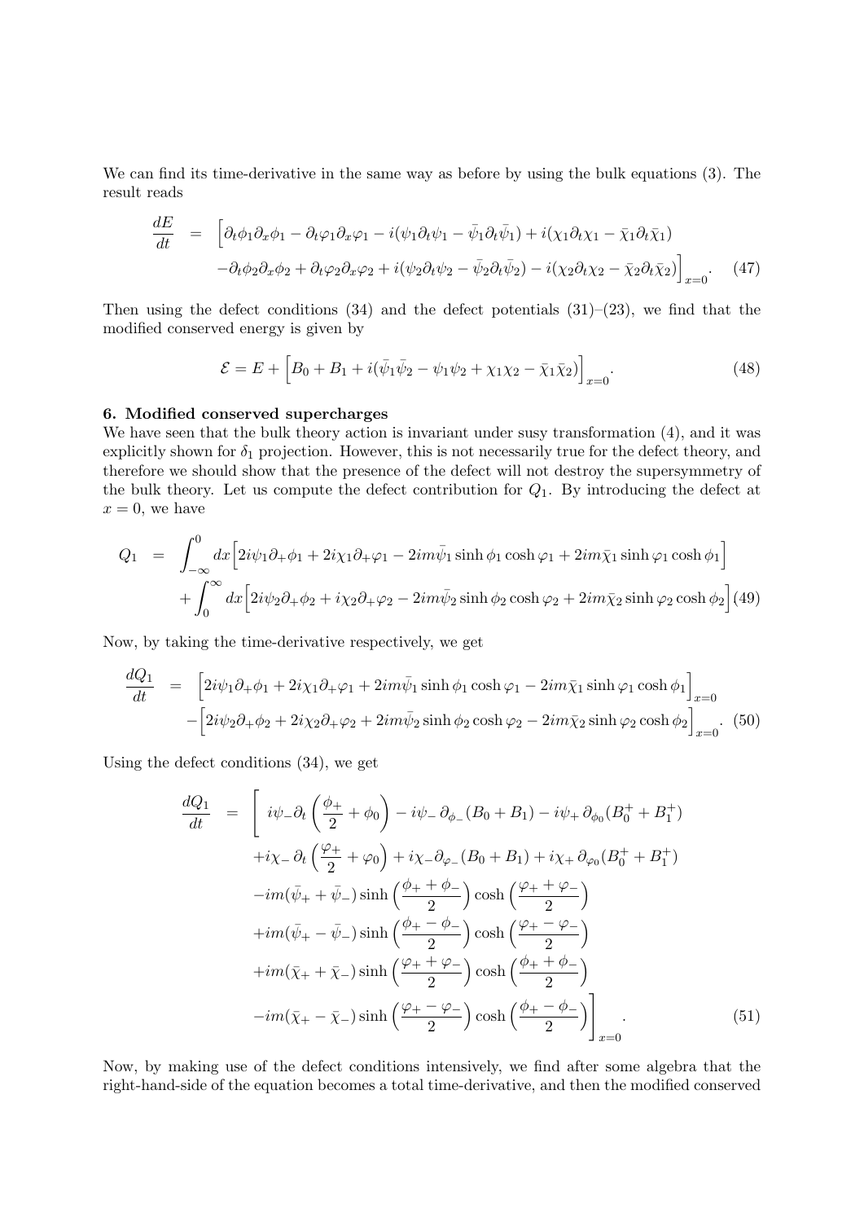We can find its time-derivative in the same way as before by using the bulk equations (3). The result reads

$$
\begin{aligned}
\frac{dE}{dt} &= \Big[\partial_t\phi_1\partial_x\phi_1 - \partial_t\varphi_1\partial_x\varphi_1 - i(\psi_1\partial_t\psi_1 - \bar{\psi}_1\partial_t\bar{\psi}_1) + i(\chi_1\partial_t\chi_1 - \bar{\chi}_1\partial_t\bar{\chi}_1) \\
&\quad -\partial_t\phi_2\partial_x\phi_2 + \partial_t\varphi_2\partial_x\varphi_2 + i(\psi_2\partial_t\psi_2 - \bar{\psi}_2\partial_t\bar{\psi}_2) - i(\chi_2\partial_t\chi_2 - \bar{\chi}_2\partial_t\bar{\chi}_2)\Big]_{x=0}. \quad (47)
\end{aligned}
$$

Then using the defect conditions (34) and the defect potentials (31)–(23), we find that the modified conserved energy is given by

$$
\mathcal{E} = E + \Big[B_0 + B_1 + i(\bar{\psi}_1\bar{\psi}_2 - \psi_1\psi_2 + \chi_1\chi_2 - \bar{\chi}_1\bar{\chi}_2)\Big]_{x=0}. \quad (48)
$$

**6. Modified conserved supercharges**

We have seen that the bulk theory action is invariant under susy transformation (4), and it was explicitly shown for $\delta_1$ projection. However, this is not necessarily true for the defect theory, and therefore we should show that the presence of the defect will not destroy the supersymmetry of the bulk theory. Let us compute the defect contribution for $Q_1$. By introducing the defect at $x = 0$, we have

$$
\begin{aligned}
Q_1 &= \int_{-\infty}^{0} dx\Big[2i\psi_1\partial_+\phi_1 + 2i\chi_1\partial_+\varphi_1 - 2im\bar{\psi}_1\sinh\phi_1\cosh\varphi_1 + 2im\bar{\chi}_1\sinh\varphi_1\cosh\phi_1\Big] \\
&\quad + \int_{0}^{\infty} dx\Big[2i\psi_2\partial_+\phi_2 + i\chi_2\partial_+\varphi_2 - 2im\bar{\psi}_2\sinh\phi_2\cosh\varphi_2 + 2im\bar{\chi}_2\sinh\varphi_2\cosh\phi_2\Big] \quad (49)
\end{aligned}
$$

Now, by taking the time-derivative respectively, we get

$$
\begin{aligned}
\frac{dQ_1}{dt} &= \Big[2i\psi_1\partial_+\phi_1 + 2i\chi_1\partial_+\varphi_1 + 2im\bar{\psi}_1\sinh\phi_1\cosh\varphi_1 - 2im\bar{\chi}_1\sinh\varphi_1\cosh\phi_1\Big]_{x=0} \\
&\quad -\Big[2i\psi_2\partial_+\phi_2 + 2i\chi_2\partial_+\varphi_2 + 2im\bar{\psi}_2\sinh\phi_2\cosh\varphi_2 - 2im\bar{\chi}_2\sinh\varphi_2\cosh\phi_2\Big]_{x=0}. \quad (50)
\end{aligned}
$$

Using the defect conditions (34), we get

$$
\begin{aligned}
\frac{dQ_1}{dt} &= \Bigg[\; i\psi_-\partial_t\left(\frac{\phi_+}{2} + \phi_0\right) - i\psi_-\,\partial_{\phi_-}(B_0 + B_1) - i\psi_+\,\partial_{\phi_0}(B_0^+ + B_1^+) \\
&\quad + i\chi_-\,\partial_t\left(\frac{\varphi_+}{2} + \varphi_0\right) + i\chi_-\partial_{\varphi_-}(B_0 + B_1) + i\chi_+\,\partial_{\varphi_0}(B_0^+ + B_1^+) \\
&\quad - im(\bar{\psi}_+ + \bar{\psi}_-)\sinh\left(\frac{\phi_+ + \phi_-}{2}\right)\cosh\left(\frac{\varphi_+ + \varphi_-}{2}\right) \\
&\quad + im(\bar{\psi}_+ - \bar{\psi}_-)\sinh\left(\frac{\phi_+ - \phi_-}{2}\right)\cosh\left(\frac{\varphi_+ - \varphi_-}{2}\right) \\
&\quad + im(\bar{\chi}_+ + \bar{\chi}_-)\sinh\left(\frac{\varphi_+ + \varphi_-}{2}\right)\cosh\left(\frac{\phi_+ + \phi_-}{2}\right) \\
&\quad - im(\bar{\chi}_+ - \bar{\chi}_-)\sinh\left(\frac{\varphi_+ - \varphi_-}{2}\right)\cosh\left(\frac{\phi_+ - \phi_-}{2}\right)\Bigg]_{x=0}. \quad (51)
\end{aligned}
$$

Now, by making use of the defect conditions intensively, we find after some algebra that the right-hand-side of the equation becomes a total time-derivative, and then the modified conserved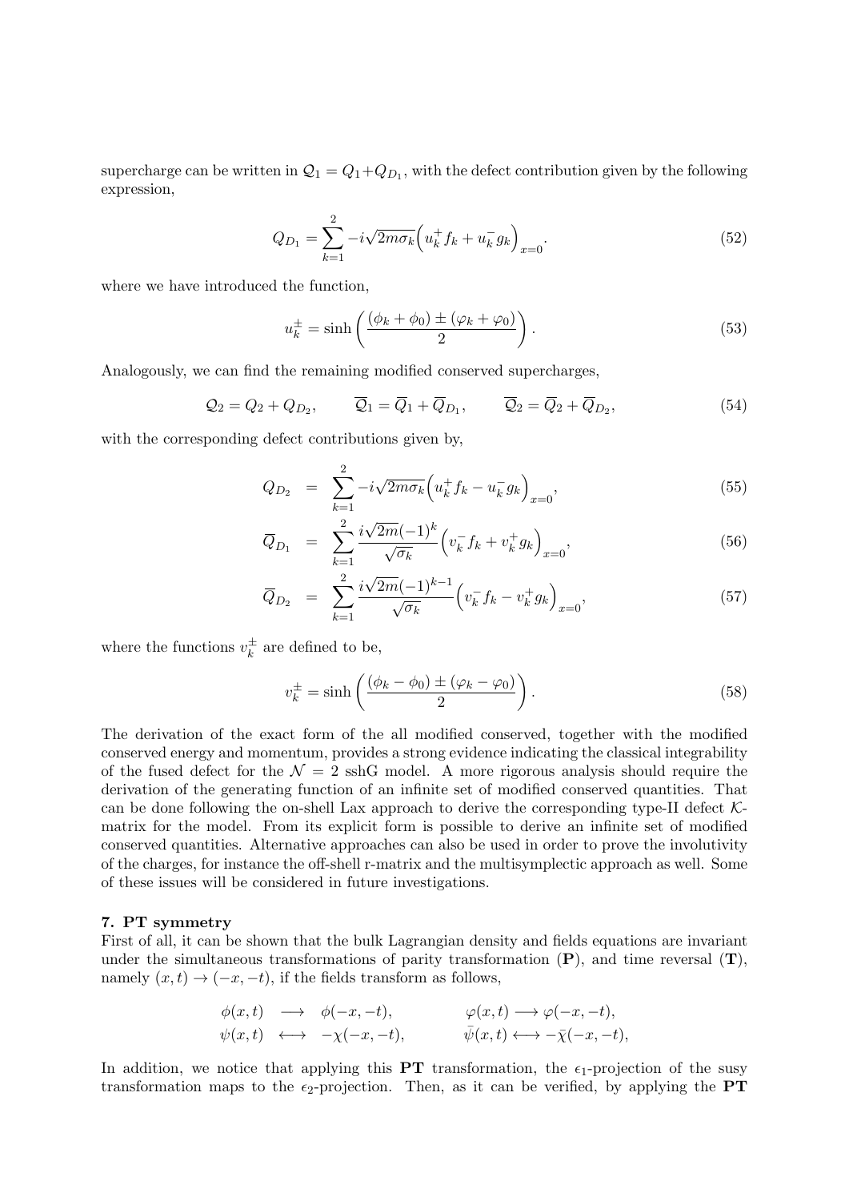supercharge can be written in $\mathcal{Q}_1 = Q_1 + Q_{D_1}$, with the defect contribution given by the following expression,

$$Q_{D_1} = \sum_{k=1}^{2} -i\sqrt{2m\sigma_k}\Big(u_k^+ f_k + u_k^- g_k\Big)_{x=0}. \tag{52}$$

where we have introduced the function,

$$u_k^{\pm} = \sinh\left(\frac{(\phi_k + \phi_0) \pm (\varphi_k + \varphi_0)}{2}\right). \tag{53}$$

Analogously, we can find the remaining modified conserved supercharges,

$$\mathcal{Q}_2 = Q_2 + Q_{D_2}, \qquad \overline{\mathcal{Q}}_1 = \overline{Q}_1 + \overline{Q}_{D_1}, \qquad \overline{\mathcal{Q}}_2 = \overline{Q}_2 + \overline{Q}_{D_2}, \tag{54}$$

with the corresponding defect contributions given by,

$$Q_{D_2} = \sum_{k=1}^{2} -i\sqrt{2m\sigma_k}\Big(u_k^+ f_k - u_k^- g_k\Big)_{x=0}, \tag{55}$$

$$\overline{Q}_{D_1} = \sum_{k=1}^{2} \frac{i\sqrt{2m}(-1)^k}{\sqrt{\sigma_k}}\Big(v_k^- f_k + v_k^+ g_k\Big)_{x=0}, \tag{56}$$

$$\overline{Q}_{D_2} = \sum_{k=1}^{2} \frac{i\sqrt{2m}(-1)^{k-1}}{\sqrt{\sigma_k}}\Big(v_k^- f_k - v_k^+ g_k\Big)_{x=0}, \tag{57}$$

where the functions $v_k^{\pm}$ are defined to be,

$$v_k^{\pm} = \sinh\left(\frac{(\phi_k - \phi_0) \pm (\varphi_k - \varphi_0)}{2}\right). \tag{58}$$

The derivation of the exact form of the all modified conserved, together with the modified conserved energy and momentum, provides a strong evidence indicating the classical integrability of the fused defect for the $\mathcal{N} = 2$ sshG model. A more rigorous analysis should require the derivation of the generating function of an infinite set of modified conserved quantities. That can be done following the on-shell Lax approach to derive the corresponding type-II defect $\mathcal{K}$-matrix for the model. From its explicit form is possible to derive an infinite set of modified conserved quantities. Alternative approaches can also be used in order to prove the involutivity of the charges, for instance the off-shell r-matrix and the multisymplectic approach as well. Some of these issues will be considered in future investigations.

## 7. PT symmetry

First of all, it can be shown that the bulk Lagrangian density and fields equations are invariant under the simultaneous transformations of parity transformation (**P**), and time reversal (**T**), namely $(x, t) \to (-x, -t)$, if the fields transform as follows,

$$\begin{aligned} \phi(x,t) &\longrightarrow \phi(-x,-t), & \varphi(x,t) &\longrightarrow \varphi(-x,-t), \\ \psi(x,t) &\longleftrightarrow -\chi(-x,-t), & \bar{\psi}(x,t) &\longleftrightarrow -\bar{\chi}(-x,-t), \end{aligned}$$

In addition, we notice that applying this **PT** transformation, the $\epsilon_1$-projection of the susy transformation maps to the $\epsilon_2$-projection. Then, as it can be verified, by applying the **PT**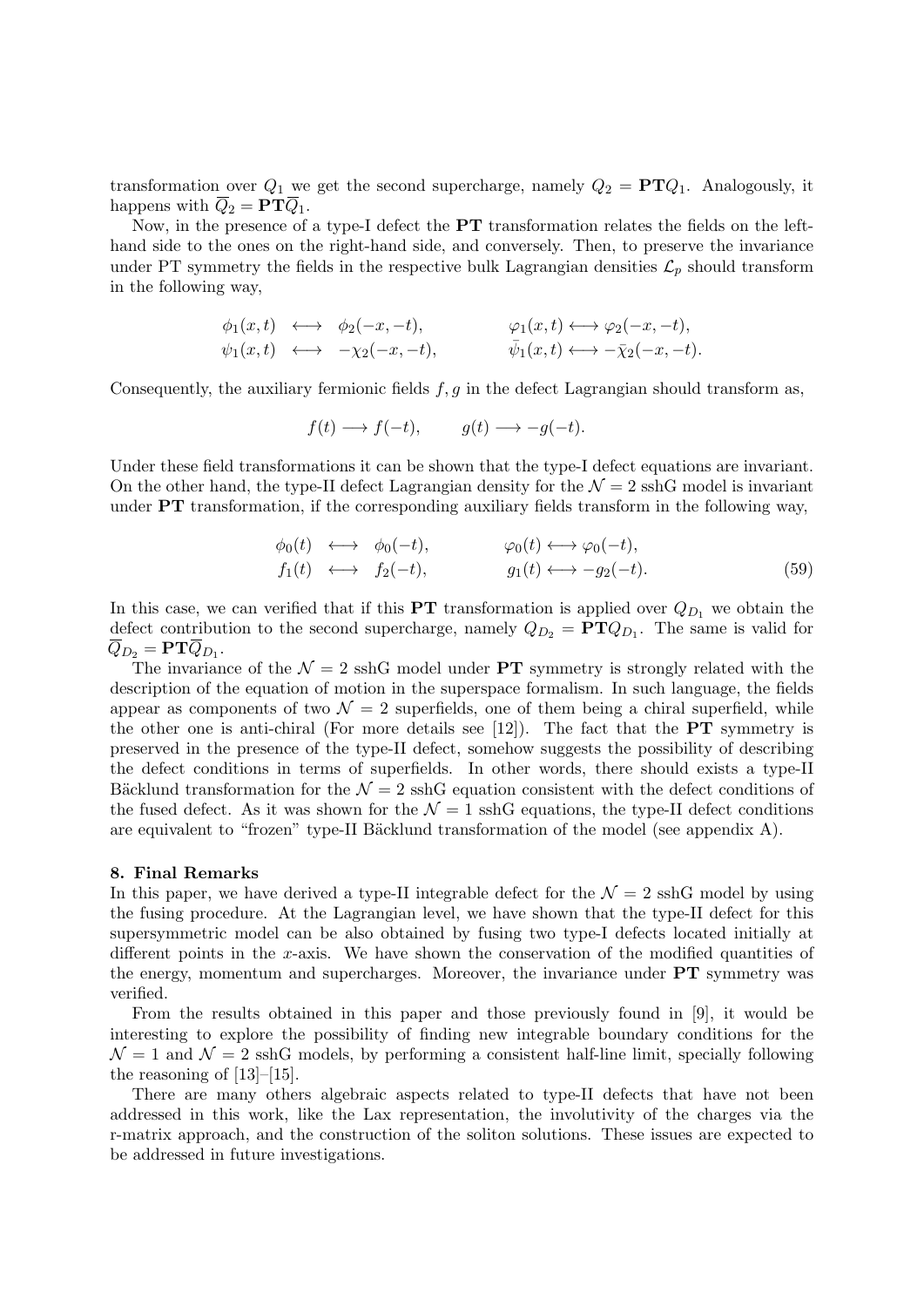transformation over $Q_1$ we get the second supercharge, namely $Q_2 = \mathbf{PT}Q_1$. Analogously, it happens with $\overline{Q}_2 = \mathbf{PT}\overline{Q}_1$.

Now, in the presence of a type-I defect the **PT** transformation relates the fields on the left-hand side to the ones on the right-hand side, and conversely. Then, to preserve the invariance under PT symmetry the fields in the respective bulk Lagrangian densities $\mathcal{L}_p$ should transform in the following way,

$$
\begin{aligned}
\phi_1(x,t) &\longleftrightarrow \phi_2(-x,-t), \qquad & \varphi_1(x,t) &\longleftrightarrow \varphi_2(-x,-t),\\
\psi_1(x,t) &\longleftrightarrow -\chi_2(-x,-t), \qquad & \bar{\psi}_1(x,t) &\longleftrightarrow -\bar{\chi}_2(-x,-t).
\end{aligned}
$$

Consequently, the auxiliary fermionic fields $f, g$ in the defect Lagrangian should transform as,

$$
f(t) \longrightarrow f(-t), \qquad g(t) \longrightarrow -g(-t).
$$

Under these field transformations it can be shown that the type-I defect equations are invariant. On the other hand, the type-II defect Lagrangian density for the $\mathcal{N}=2$ sshG model is invariant under **PT** transformation, if the corresponding auxiliary fields transform in the following way,

$$
\begin{aligned}
\phi_0(t) &\longleftrightarrow \phi_0(-t), \qquad & \varphi_0(t) &\longleftrightarrow \varphi_0(-t),\\
f_1(t) &\longleftrightarrow f_2(-t), \qquad & g_1(t) &\longleftrightarrow -g_2(-t).
\end{aligned}
\tag{59}
$$

In this case, we can verified that if this **PT** transformation is applied over $Q_{D_1}$ we obtain the defect contribution to the second supercharge, namely $Q_{D_2} = \mathbf{PT}Q_{D_1}$. The same is valid for $\overline{Q}_{D_2} = \mathbf{PT}\overline{Q}_{D_1}$.

The invariance of the $\mathcal{N}=2$ sshG model under **PT** symmetry is strongly related with the description of the equation of motion in the superspace formalism. In such language, the fields appear as components of two $\mathcal{N}=2$ superfields, one of them being a chiral superfield, while the other one is anti-chiral (For more details see [12]). The fact that the **PT** symmetry is preserved in the presence of the type-II defect, somehow suggests the possibility of describing the defect conditions in terms of superfields. In other words, there should exists a type-II Bäcklund transformation for the $\mathcal{N}=2$ sshG equation consistent with the defect conditions of the fused defect. As it was shown for the $\mathcal{N}=1$ sshG equations, the type-II defect conditions are equivalent to "frozen" type-II Bäcklund transformation of the model (see appendix A).

## 8. Final Remarks

In this paper, we have derived a type-II integrable defect for the $\mathcal{N}=2$ sshG model by using the fusing procedure. At the Lagrangian level, we have shown that the type-II defect for this supersymmetric model can be also obtained by fusing two type-I defects located initially at different points in the $x$-axis. We have shown the conservation of the modified quantities of the energy, momentum and supercharges. Moreover, the invariance under **PT** symmetry was verified.

From the results obtained in this paper and those previously found in [9], it would be interesting to explore the possibility of finding new integrable boundary conditions for the $\mathcal{N}=1$ and $\mathcal{N}=2$ sshG models, by performing a consistent half-line limit, specially following the reasoning of [13]–[15].

There are many others algebraic aspects related to type-II defects that have not been addressed in this work, like the Lax representation, the involutivity of the charges via the r-matrix approach, and the construction of the soliton solutions. These issues are expected to be addressed in future investigations.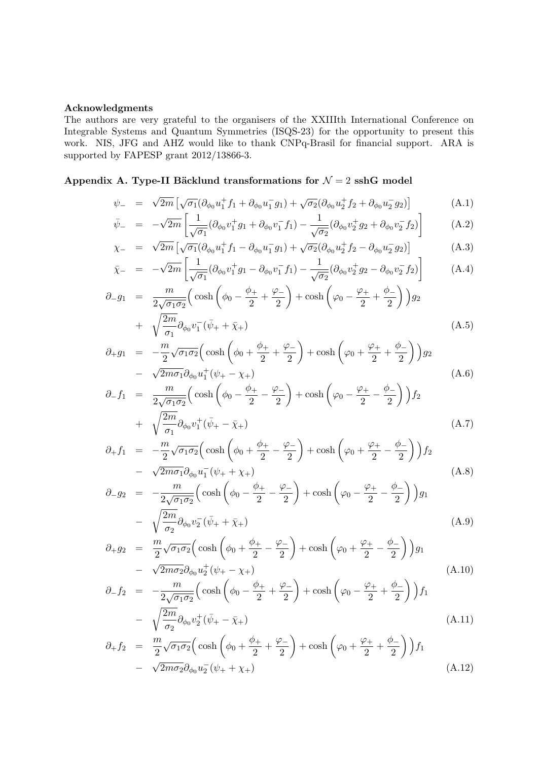**Acknowledgments**

The authors are very grateful to the organisers of the XXIIIth International Conference on Integrable Systems and Quantum Symmetries (ISQS-23) for the opportunity to present this work. NIS, JFG and AHZ would like to thank CNPq-Brasil for financial support. ARA is supported by FAPESP grant 2012/13866-3.

## Appendix A. Type-II Bäcklund transformations for $\mathcal{N}=2$ sshG model

$$\psi_- = \sqrt{2m}\left[\sqrt{\sigma_1}(\partial_{\phi_0}u_1^+ f_1 + \partial_{\phi_0}u_1^- g_1) + \sqrt{\sigma_2}(\partial_{\phi_0}u_2^+ f_2 + \partial_{\phi_0}u_2^- g_2)\right] \tag{A.1}$$

$$\bar{\psi}_- = -\sqrt{2m}\left[\frac{1}{\sqrt{\sigma_1}}(\partial_{\phi_0}v_1^+ g_1 + \partial_{\phi_0}v_1^- f_1) - \frac{1}{\sqrt{\sigma_2}}(\partial_{\phi_0}v_2^+ g_2 + \partial_{\phi_0}v_2^- f_2)\right] \tag{A.2}$$

$$\chi_- = \sqrt{2m}\left[\sqrt{\sigma_1}(\partial_{\phi_0}u_1^+ f_1 - \partial_{\phi_0}u_1^- g_1) + \sqrt{\sigma_2}(\partial_{\phi_0}u_2^+ f_2 - \partial_{\phi_0}u_2^- g_2)\right] \tag{A.3}$$

$$\bar{\chi}_- = -\sqrt{2m}\left[\frac{1}{\sqrt{\sigma_1}}(\partial_{\phi_0}v_1^+ g_1 - \partial_{\phi_0}v_1^- f_1) - \frac{1}{\sqrt{\sigma_2}}(\partial_{\phi_0}v_2^+ g_2 - \partial_{\phi_0}v_2^- f_2)\right] \tag{A.4}$$

$$\begin{aligned}\partial_- g_1 &= \frac{m}{2\sqrt{\sigma_1\sigma_2}}\Big(\cosh\Big(\phi_0 - \frac{\phi_+}{2} + \frac{\varphi_-}{2}\Big) + \cosh\Big(\varphi_0 - \frac{\varphi_+}{2} + \frac{\phi_-}{2}\Big)\Big)g_2 \\ &+ \sqrt{\frac{2m}{\sigma_1}}\partial_{\phi_0}v_1^-(\bar{\psi}_+ + \bar{\chi}_+)\end{aligned} \tag{A.5}$$

$$\begin{aligned}\partial_+ g_1 &= -\frac{m}{2}\sqrt{\sigma_1\sigma_2}\Big(\cosh\Big(\phi_0 + \frac{\phi_+}{2} + \frac{\varphi_-}{2}\Big) + \cosh\Big(\varphi_0 + \frac{\varphi_+}{2} + \frac{\phi_-}{2}\Big)\Big)g_2 \\ &- \sqrt{2m\sigma_1}\partial_{\phi_0}u_1^+(\psi_+ - \chi_+)\end{aligned} \tag{A.6}$$

$$\begin{aligned}\partial_- f_1 &= \frac{m}{2\sqrt{\sigma_1\sigma_2}}\Big(\cosh\Big(\phi_0 - \frac{\phi_+}{2} - \frac{\varphi_-}{2}\Big) + \cosh\Big(\varphi_0 - \frac{\varphi_+}{2} - \frac{\phi_-}{2}\Big)\Big)f_2 \\ &+ \sqrt{\frac{2m}{\sigma_1}}\partial_{\phi_0}v_1^+(\bar{\psi}_+ - \bar{\chi}_+)\end{aligned} \tag{A.7}$$

$$\begin{aligned}\partial_+ f_1 &= -\frac{m}{2}\sqrt{\sigma_1\sigma_2}\Big(\cosh\Big(\phi_0 + \frac{\phi_+}{2} - \frac{\varphi_-}{2}\Big) + \cosh\Big(\varphi_0 + \frac{\varphi_+}{2} - \frac{\phi_-}{2}\Big)\Big)f_2 \\ &- \sqrt{2m\sigma_1}\partial_{\phi_0}u_1^-(\psi_+ + \chi_+)\end{aligned} \tag{A.8}$$

$$\begin{aligned}\partial_- g_2 &= -\frac{m}{2\sqrt{\sigma_1\sigma_2}}\Big(\cosh\Big(\phi_0 - \frac{\phi_+}{2} - \frac{\varphi_-}{2}\Big) + \cosh\Big(\varphi_0 - \frac{\varphi_+}{2} - \frac{\phi_-}{2}\Big)\Big)g_1 \\ &- \sqrt{\frac{2m}{\sigma_2}}\partial_{\phi_0}v_2^-(\bar{\psi}_+ + \bar{\chi}_+)\end{aligned} \tag{A.9}$$

$$\begin{aligned}\partial_+ g_2 &= \frac{m}{2}\sqrt{\sigma_1\sigma_2}\Big(\cosh\Big(\phi_0 + \frac{\phi_+}{2} - \frac{\varphi_-}{2}\Big) + \cosh\Big(\varphi_0 + \frac{\varphi_+}{2} - \frac{\phi_-}{2}\Big)\Big)g_1 \\ &- \sqrt{2m\sigma_2}\partial_{\phi_0}u_2^+(\psi_+ - \chi_+)\end{aligned} \tag{A.10}$$

$$\begin{aligned}\partial_- f_2 &= -\frac{m}{2\sqrt{\sigma_1\sigma_2}}\Big(\cosh\Big(\phi_0 - \frac{\phi_+}{2} + \frac{\varphi_-}{2}\Big) + \cosh\Big(\varphi_0 - \frac{\varphi_+}{2} + \frac{\phi_-}{2}\Big)\Big)f_1 \\ &- \sqrt{\frac{2m}{\sigma_2}}\partial_{\phi_0}v_2^+(\bar{\psi}_+ - \bar{\chi}_+)\end{aligned} \tag{A.11}$$

$$\begin{aligned}\partial_+ f_2 &= \frac{m}{2}\sqrt{\sigma_1\sigma_2}\Big(\cosh\Big(\phi_0 + \frac{\phi_+}{2} + \frac{\varphi_-}{2}\Big) + \cosh\Big(\varphi_0 + \frac{\varphi_+}{2} + \frac{\phi_-}{2}\Big)\Big)f_1 \\ &- \sqrt{2m\sigma_2}\partial_{\phi_0}u_2^-(\psi_+ + \chi_+)\end{aligned} \tag{A.12}$$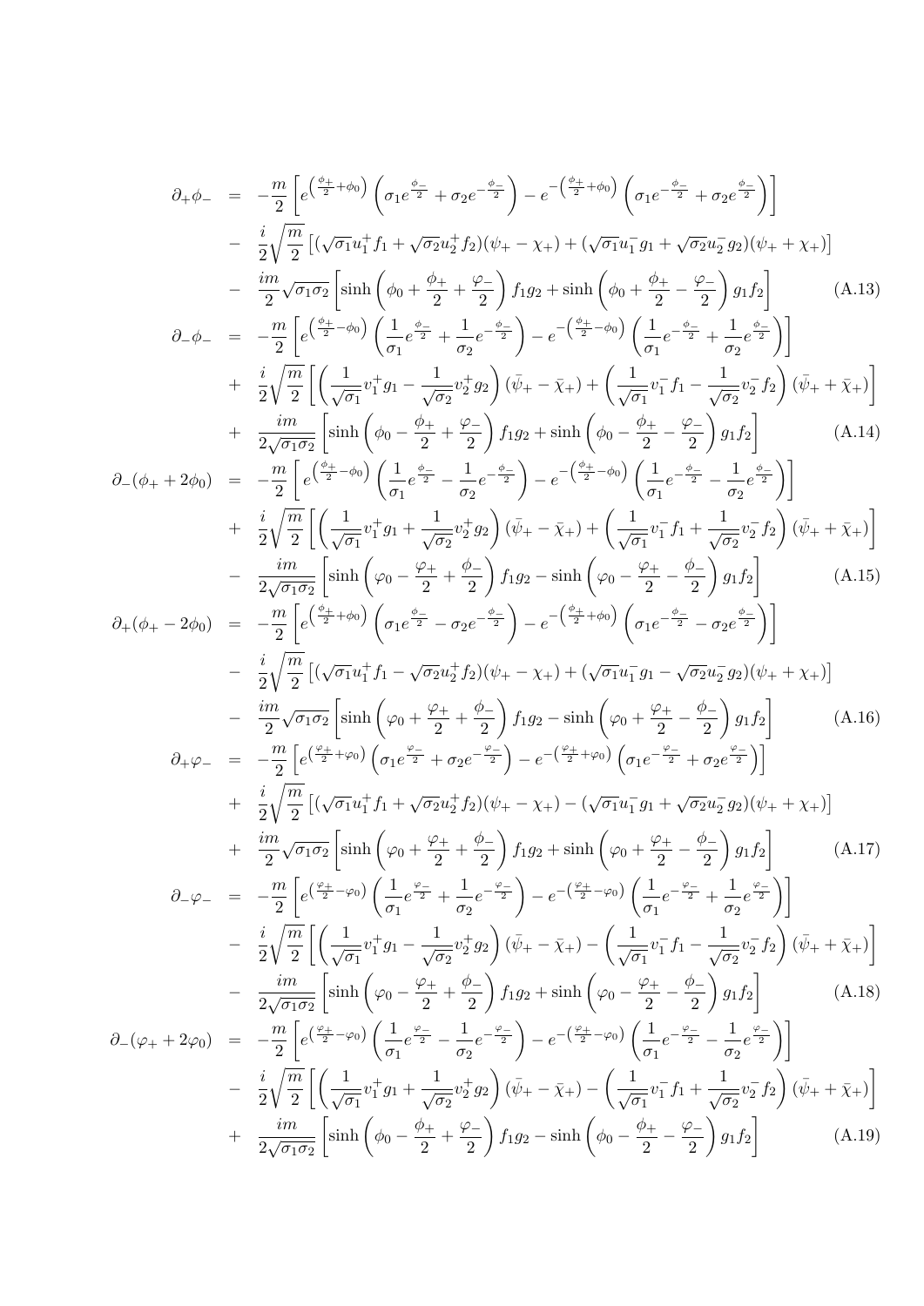$$
\begin{aligned}
\partial_+\phi_- &= -\frac{m}{2}\left[e^{\left(\frac{\phi_+}{2}+\phi_0\right)}\left(\sigma_1 e^{\frac{\phi_-}{2}}+\sigma_2 e^{-\frac{\phi_-}{2}}\right)-e^{-\left(\frac{\phi_+}{2}+\phi_0\right)}\left(\sigma_1 e^{-\frac{\phi_-}{2}}+\sigma_2 e^{\frac{\phi_-}{2}}\right)\right] \\
&- \frac{i}{2}\sqrt{\frac{m}{2}}\left[(\sqrt{\sigma_1}u_1^+ f_1+\sqrt{\sigma_2}u_2^+ f_2)(\psi_+-\chi_+)+(\sqrt{\sigma_1}u_1^- g_1+\sqrt{\sigma_2}u_2^- g_2)(\psi_++\chi_+)\right] \\
&- \frac{im}{2}\sqrt{\sigma_1\sigma_2}\left[\sinh\left(\phi_0+\frac{\phi_+}{2}+\frac{\varphi_-}{2}\right)f_1g_2+\sinh\left(\phi_0+\frac{\phi_+}{2}-\frac{\varphi_-}{2}\right)g_1f_2\right] \qquad \text{(A.13)}
\end{aligned}
$$

$$
\begin{aligned}
\partial_-\phi_- &= -\frac{m}{2}\left[e^{\left(\frac{\phi_+}{2}-\phi_0\right)}\left(\frac{1}{\sigma_1} e^{\frac{\phi_-}{2}}+\frac{1}{\sigma_2} e^{-\frac{\phi_-}{2}}\right)-e^{-\left(\frac{\phi_+}{2}-\phi_0\right)}\left(\frac{1}{\sigma_1} e^{-\frac{\phi_-}{2}}+\frac{1}{\sigma_2} e^{\frac{\phi_-}{2}}\right)\right] \\
&+ \frac{i}{2}\sqrt{\frac{m}{2}}\left[\left(\frac{1}{\sqrt{\sigma_1}}v_1^+ g_1-\frac{1}{\sqrt{\sigma_2}}v_2^+ g_2\right)(\bar\psi_+-\bar\chi_+)+\left(\frac{1}{\sqrt{\sigma_1}}v_1^- f_1-\frac{1}{\sqrt{\sigma_2}}v_2^- f_2\right)(\bar\psi_++\bar\chi_+)\right] \\
&+ \frac{im}{2\sqrt{\sigma_1\sigma_2}}\left[\sinh\left(\phi_0-\frac{\phi_+}{2}+\frac{\varphi_-}{2}\right)f_1g_2+\sinh\left(\phi_0-\frac{\phi_+}{2}-\frac{\varphi_-}{2}\right)g_1f_2\right] \qquad \text{(A.14)}
\end{aligned}
$$

$$
\begin{aligned}
\partial_-(\phi_++2\phi_0) &= -\frac{m}{2}\left[e^{\left(\frac{\phi_+}{2}-\phi_0\right)}\left(\frac{1}{\sigma_1} e^{\frac{\phi_-}{2}}-\frac{1}{\sigma_2} e^{-\frac{\phi_-}{2}}\right)-e^{-\left(\frac{\phi_+}{2}-\phi_0\right)}\left(\frac{1}{\sigma_1} e^{-\frac{\phi_-}{2}}-\frac{1}{\sigma_2} e^{\frac{\phi_-}{2}}\right)\right] \\
&+ \frac{i}{2}\sqrt{\frac{m}{2}}\left[\left(\frac{1}{\sqrt{\sigma_1}}v_1^+ g_1+\frac{1}{\sqrt{\sigma_2}}v_2^+ g_2\right)(\bar\psi_+-\bar\chi_+)+\left(\frac{1}{\sqrt{\sigma_1}}v_1^- f_1+\frac{1}{\sqrt{\sigma_2}}v_2^- f_2\right)(\bar\psi_++\bar\chi_+)\right] \\
&- \frac{im}{2\sqrt{\sigma_1\sigma_2}}\left[\sinh\left(\varphi_0-\frac{\varphi_+}{2}+\frac{\phi_-}{2}\right)f_1g_2-\sinh\left(\varphi_0-\frac{\varphi_+}{2}-\frac{\phi_-}{2}\right)g_1f_2\right] \qquad \text{(A.15)}
\end{aligned}
$$

$$
\begin{aligned}
\partial_+(\phi_+-2\phi_0) &= -\frac{m}{2}\left[e^{\left(\frac{\phi_+}{2}+\phi_0\right)}\left(\sigma_1 e^{\frac{\phi_-}{2}}-\sigma_2 e^{-\frac{\phi_-}{2}}\right)-e^{-\left(\frac{\phi_+}{2}+\phi_0\right)}\left(\sigma_1 e^{-\frac{\phi_-}{2}}-\sigma_2 e^{\frac{\phi_-}{2}}\right)\right] \\
&- \frac{i}{2}\sqrt{\frac{m}{2}}\left[(\sqrt{\sigma_1}u_1^+ f_1-\sqrt{\sigma_2}u_2^+ f_2)(\psi_+-\chi_+)+(\sqrt{\sigma_1}u_1^- g_1-\sqrt{\sigma_2}u_2^- g_2)(\psi_++\chi_+)\right] \\
&- \frac{im}{2}\sqrt{\sigma_1\sigma_2}\left[\sinh\left(\varphi_0+\frac{\varphi_+}{2}+\frac{\phi_-}{2}\right)f_1g_2-\sinh\left(\varphi_0+\frac{\varphi_+}{2}-\frac{\phi_-}{2}\right)g_1f_2\right] \qquad \text{(A.16)}
\end{aligned}
$$

$$
\begin{aligned}
\partial_+\varphi_- &= -\frac{m}{2}\left[e^{\left(\frac{\varphi_+}{2}+\varphi_0\right)}\left(\sigma_1 e^{\frac{\varphi_-}{2}}+\sigma_2 e^{-\frac{\varphi_-}{2}}\right)-e^{-\left(\frac{\varphi_+}{2}+\varphi_0\right)}\left(\sigma_1 e^{-\frac{\varphi_-}{2}}+\sigma_2 e^{\frac{\varphi_-}{2}}\right)\right] \\
&+ \frac{i}{2}\sqrt{\frac{m}{2}}\left[(\sqrt{\sigma_1}u_1^+ f_1+\sqrt{\sigma_2}u_2^+ f_2)(\psi_+-\chi_+)-(\sqrt{\sigma_1}u_1^- g_1+\sqrt{\sigma_2}u_2^- g_2)(\psi_++\chi_+)\right] \\
&+ \frac{im}{2}\sqrt{\sigma_1\sigma_2}\left[\sinh\left(\varphi_0+\frac{\varphi_+}{2}+\frac{\phi_-}{2}\right)f_1g_2+\sinh\left(\varphi_0+\frac{\varphi_+}{2}-\frac{\phi_-}{2}\right)g_1f_2\right] \qquad \text{(A.17)}
\end{aligned}
$$

$$
\begin{aligned}
\partial_-\varphi_- &= -\frac{m}{2}\left[e^{\left(\frac{\varphi_+}{2}-\varphi_0\right)}\left(\frac{1}{\sigma_1} e^{\frac{\varphi_-}{2}}+\frac{1}{\sigma_2} e^{-\frac{\varphi_-}{2}}\right)-e^{-\left(\frac{\varphi_+}{2}-\varphi_0\right)}\left(\frac{1}{\sigma_1} e^{-\frac{\varphi_-}{2}}+\frac{1}{\sigma_2} e^{\frac{\varphi_-}{2}}\right)\right] \\
&- \frac{i}{2}\sqrt{\frac{m}{2}}\left[\left(\frac{1}{\sqrt{\sigma_1}}v_1^+ g_1-\frac{1}{\sqrt{\sigma_2}}v_2^+ g_2\right)(\bar\psi_+-\bar\chi_+)-\left(\frac{1}{\sqrt{\sigma_1}}v_1^- f_1-\frac{1}{\sqrt{\sigma_2}}v_2^- f_2\right)(\bar\psi_++\bar\chi_+)\right] \\
&- \frac{im}{2\sqrt{\sigma_1\sigma_2}}\left[\sinh\left(\varphi_0-\frac{\varphi_+}{2}+\frac{\phi_-}{2}\right)f_1g_2+\sinh\left(\varphi_0-\frac{\varphi_+}{2}-\frac{\phi_-}{2}\right)g_1f_2\right] \qquad \text{(A.18)}
\end{aligned}
$$

$$
\begin{aligned}
\partial_-(\varphi_++2\varphi_0) &= -\frac{m}{2}\left[e^{\left(\frac{\varphi_+}{2}-\varphi_0\right)}\left(\frac{1}{\sigma_1} e^{\frac{\varphi_-}{2}}-\frac{1}{\sigma_2} e^{-\frac{\varphi_-}{2}}\right)-e^{-\left(\frac{\varphi_+}{2}-\varphi_0\right)}\left(\frac{1}{\sigma_1} e^{-\frac{\varphi_-}{2}}-\frac{1}{\sigma_2} e^{\frac{\varphi_-}{2}}\right)\right] \\
&- \frac{i}{2}\sqrt{\frac{m}{2}}\left[\left(\frac{1}{\sqrt{\sigma_1}}v_1^+ g_1+\frac{1}{\sqrt{\sigma_2}}v_2^+ g_2\right)(\bar\psi_+-\bar\chi_+)-\left(\frac{1}{\sqrt{\sigma_1}}v_1^- f_1+\frac{1}{\sqrt{\sigma_2}}v_2^- f_2\right)(\bar\psi_++\bar\chi_+)\right] \\
&+ \frac{im}{2\sqrt{\sigma_1\sigma_2}}\left[\sinh\left(\phi_0-\frac{\phi_+}{2}+\frac{\varphi_-}{2}\right)f_1g_2-\sinh\left(\phi_0-\frac{\phi_+}{2}-\frac{\varphi_-}{2}\right)g_1f_2\right] \qquad \text{(A.19)}
\end{aligned}
$$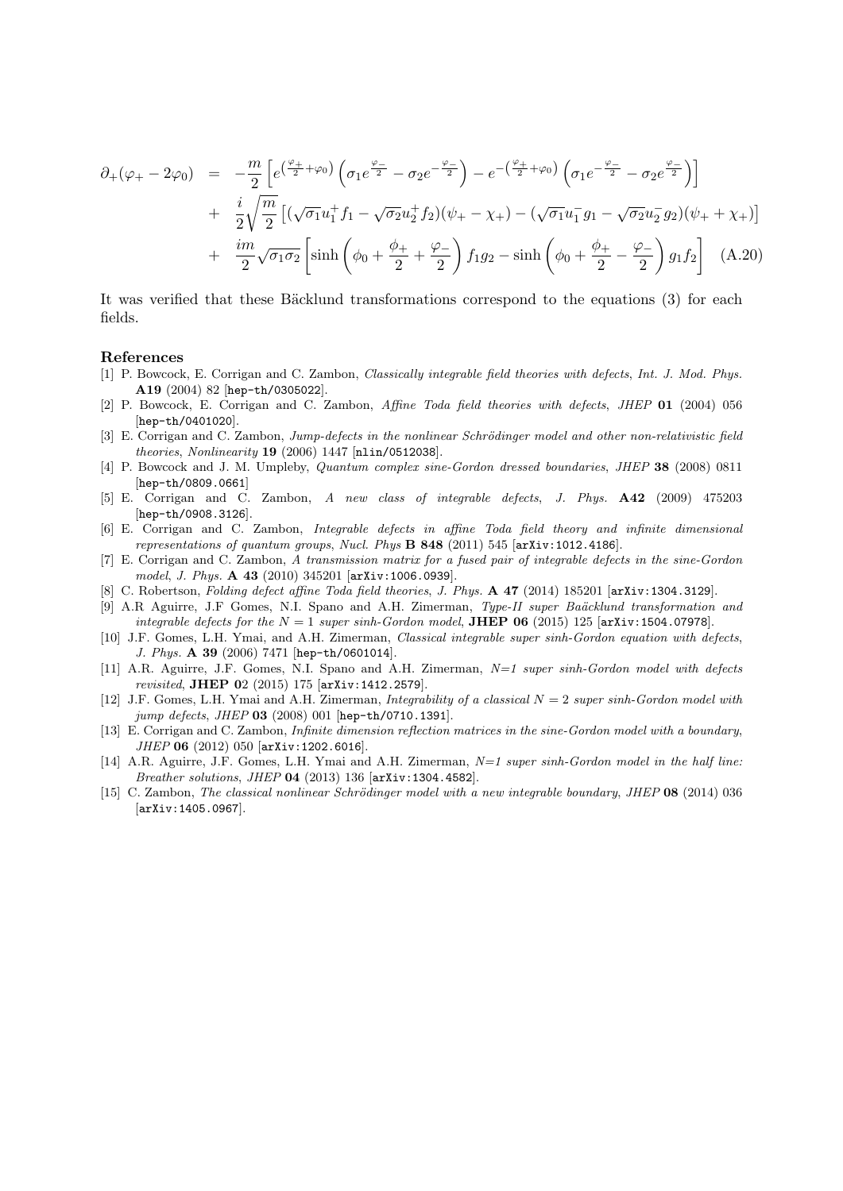$$
\begin{aligned}
\partial_+(\varphi_+ - 2\varphi_0) &= -\frac{m}{2}\left[e^{\left(\frac{\varphi_+}{2}+\varphi_0\right)}\left(\sigma_1 e^{\frac{\varphi_-}{2}} - \sigma_2 e^{-\frac{\varphi_-}{2}}\right) - e^{-\left(\frac{\varphi_+}{2}+\varphi_0\right)}\left(\sigma_1 e^{-\frac{\varphi_-}{2}} - \sigma_2 e^{\frac{\varphi_-}{2}}\right)\right] \\
&+ \frac{i}{2}\sqrt{\frac{m}{2}}\left[(\sqrt{\sigma_1}u_1^+ f_1 - \sqrt{\sigma_2}u_2^+ f_2)(\psi_+ - \chi_+) - (\sqrt{\sigma_1}u_1^- g_1 - \sqrt{\sigma_2}u_2^- g_2)(\psi_+ + \chi_+)\right] \\
&+ \frac{im}{2}\sqrt{\sigma_1\sigma_2}\left[\sinh\left(\phi_0 + \frac{\phi_+}{2} + \frac{\varphi_-}{2}\right) f_1 g_2 - \sinh\left(\phi_0 + \frac{\phi_+}{2} - \frac{\varphi_-}{2}\right) g_1 f_2\right] \qquad \text{(A.20)}
\end{aligned}
$$

It was verified that these Bäcklund transformations correspond to the equations (3) for each fields.

## References

[1] P. Bowcock, E. Corrigan and C. Zambon, *Classically integrable field theories with defects*, Int. J. Mod. Phys. **A19** (2004) 82 [hep-th/0305022].

[2] P. Bowcock, E. Corrigan and C. Zambon, *Affine Toda field theories with defects*, JHEP **01** (2004) 056 [hep-th/0401020].

[3] E. Corrigan and C. Zambon, *Jump-defects in the nonlinear Schrödinger model and other non-relativistic field theories*, Nonlinearity **19** (2006) 1447 [nlin/0512038].

[4] P. Bowcock and J. M. Umpleby, *Quantum complex sine-Gordon dressed boundaries*, JHEP **38** (2008) 0811 [hep-th/0809.0661]

[5] E. Corrigan and C. Zambon, *A new class of integrable defects*, J. Phys. **A42** (2009) 475203 [hep-th/0908.3126].

[6] E. Corrigan and C. Zambon, *Integrable defects in affine Toda field theory and infinite dimensional representations of quantum groups*, Nucl. Phys **B 848** (2011) 545 [arXiv:1012.4186].

[7] E. Corrigan and C. Zambon, *A transmission matrix for a fused pair of integrable defects in the sine-Gordon model*, J. Phys. **A 43** (2010) 345201 [arXiv:1006.0939].

[8] C. Robertson, *Folding defect affine Toda field theories*, J. Phys. **A 47** (2014) 185201 [arXiv:1304.3129].

[9] A.R Aguirre, J.F Gomes, N.I. Spano and A.H. Zimerman, *Type-II super Baäcklund transformation and integrable defects for the $N = 1$ super sinh-Gordon model*, **JHEP 06** (2015) 125 [arXiv:1504.07978].

[10] J.F. Gomes, L.H. Ymai, and A.H. Zimerman, *Classical integrable super sinh-Gordon equation with defects*, J. Phys. **A 39** (2006) 7471 [hep-th/0601014].

[11] A.R. Aguirre, J.F. Gomes, N.I. Spano and A.H. Zimerman, *N=1 super sinh-Gordon model with defects revisited*, **JHEP 0**2 (2015) 175 [arXiv:1412.2579].

[12] J.F. Gomes, L.H. Ymai and A.H. Zimerman, *Integrability of a classical $N = 2$ super sinh-Gordon model with jump defects*, JHEP **03** (2008) 001 [hep-th/0710.1391].

[13] E. Corrigan and C. Zambon, *Infinite dimension reflection matrices in the sine-Gordon model with a boundary*, JHEP **06** (2012) 050 [arXiv:1202.6016].

[14] A.R. Aguirre, J.F. Gomes, L.H. Ymai and A.H. Zimerman, *N=1 super sinh-Gordon model in the half line: Breather solutions*, JHEP **04** (2013) 136 [arXiv:1304.4582].

[15] C. Zambon, *The classical nonlinear Schrödinger model with a new integrable boundary*, JHEP **08** (2014) 036 [arXiv:1405.0967].